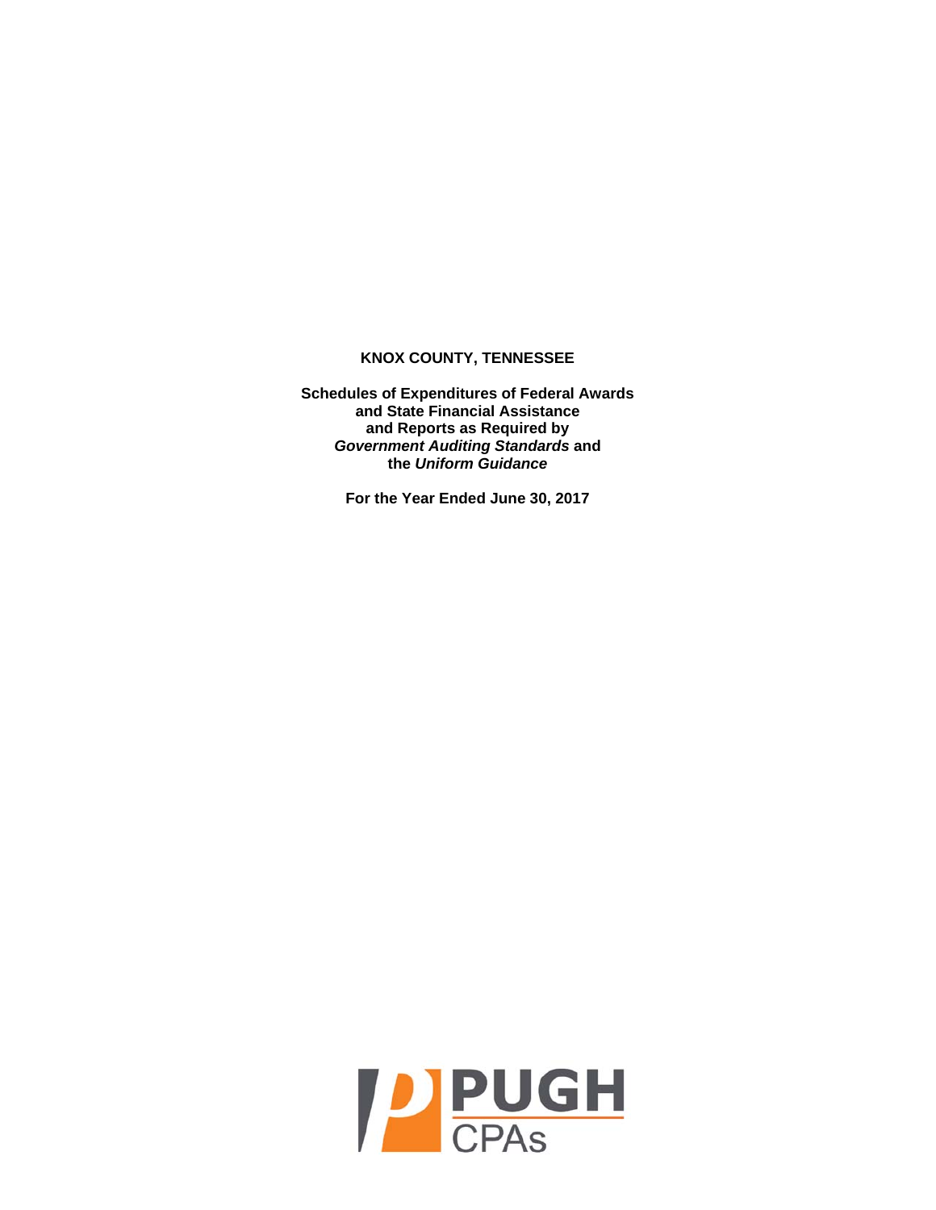# KNOX COUNTY, TENNESSEE

**Schedules of Expenditures of Federal Awards and State Financial Assistance and Reports as Required by *Government Auditing Standards* and the *Uniform Guidance***

**For the Year Ended June 30, 2017**

PUGH CPAs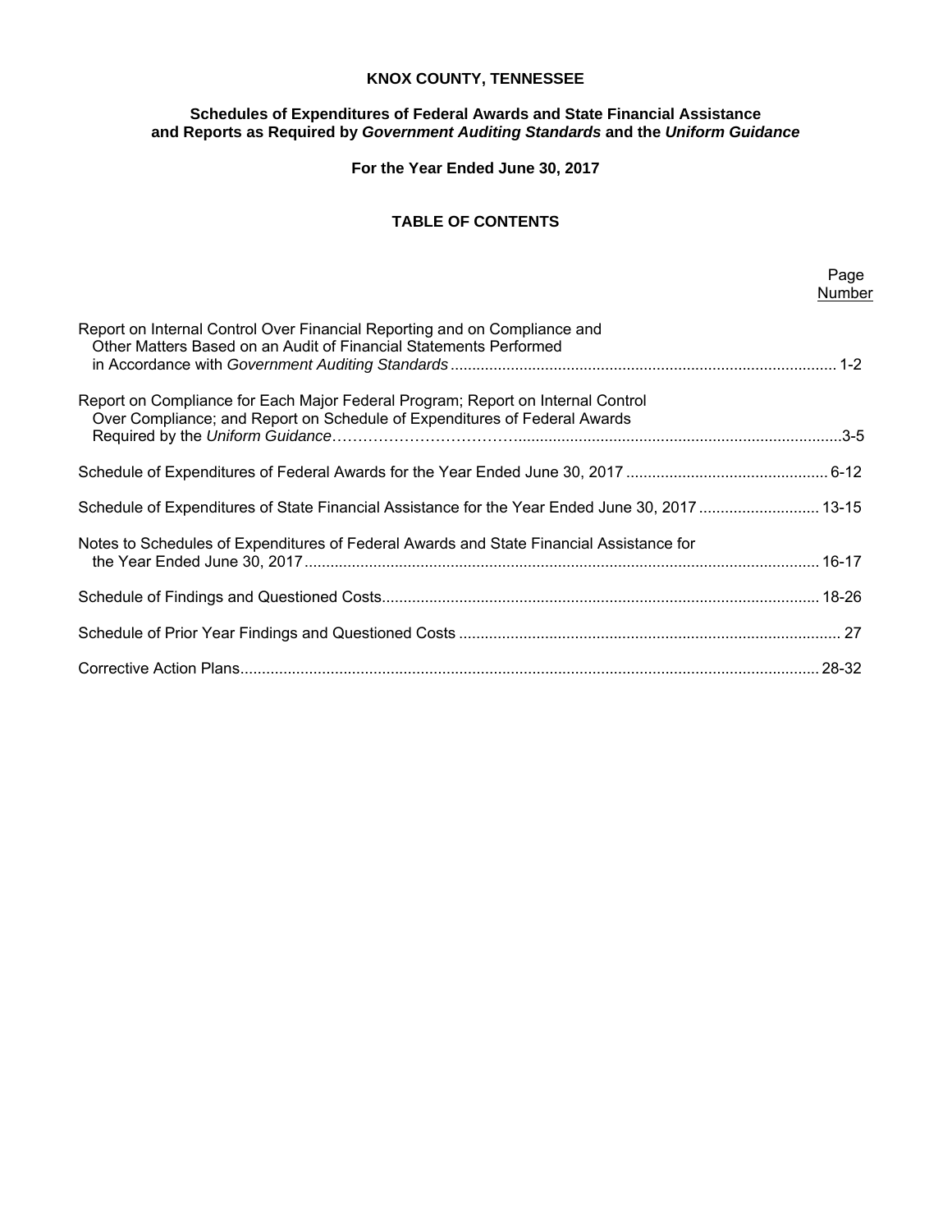# KNOX COUNTY, TENNESSEE

## Schedules of Expenditures of Federal Awards and State Financial Assistance and Reports as Required by *Government Auditing Standards* and the *Uniform Guidance*

### For the Year Ended June 30, 2017

### TABLE OF CONTENTS

| | Page Number |
|---|---|
| Report on Internal Control Over Financial Reporting and on Compliance and Other Matters Based on an Audit of Financial Statements Performed in Accordance with *Government Auditing Standards* | 1-2 |
| Report on Compliance for Each Major Federal Program; Report on Internal Control Over Compliance; and Report on Schedule of Expenditures of Federal Awards Required by the *Uniform Guidance* | 3-5 |
| Schedule of Expenditures of Federal Awards for the Year Ended June 30, 2017 | 6-12 |
| Schedule of Expenditures of State Financial Assistance for the Year Ended June 30, 2017 | 13-15 |
| Notes to Schedules of Expenditures of Federal Awards and State Financial Assistance for the Year Ended June 30, 2017 | 16-17 |
| Schedule of Findings and Questioned Costs | 18-26 |
| Schedule of Prior Year Findings and Questioned Costs | 27 |
| Corrective Action Plans | 28-32 |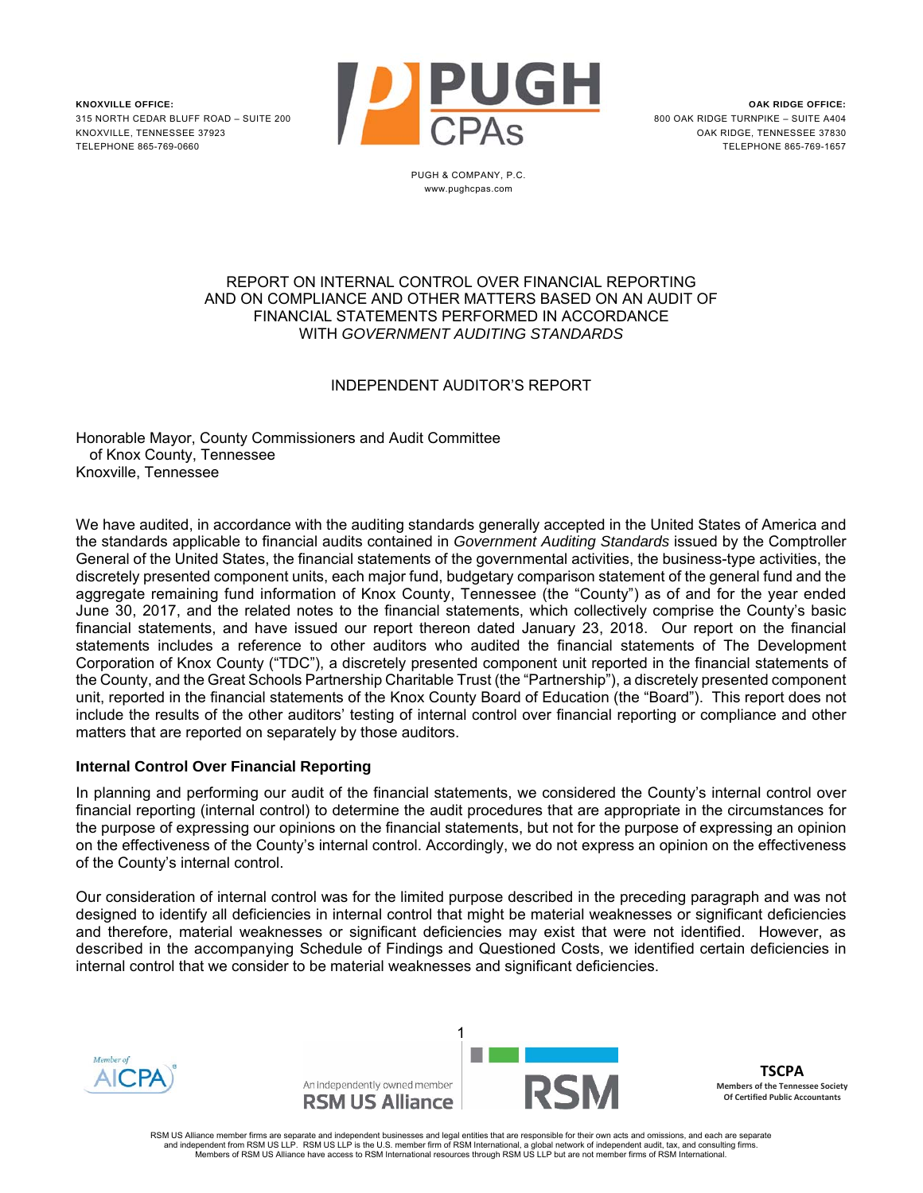**KNOXVILLE OFFICE:**
315 NORTH CEDAR BLUFF ROAD – SUITE 200
KNOXVILLE, TENNESSEE 37923
TELEPHONE 865-769-0660

**OAK RIDGE OFFICE:**
800 OAK RIDGE TURNPIKE – SUITE A404
OAK RIDGE, TENNESSEE 37830
TELEPHONE 865-769-1657

PUGH & COMPANY, P.C.
www.pughcpas.com

# REPORT ON INTERNAL CONTROL OVER FINANCIAL REPORTING AND ON COMPLIANCE AND OTHER MATTERS BASED ON AN AUDIT OF FINANCIAL STATEMENTS PERFORMED IN ACCORDANCE WITH *GOVERNMENT AUDITING STANDARDS*

## INDEPENDENT AUDITOR'S REPORT

Honorable Mayor, County Commissioners and Audit Committee
of Knox County, Tennessee
Knoxville, Tennessee

We have audited, in accordance with the auditing standards generally accepted in the United States of America and the standards applicable to financial audits contained in *Government Auditing Standards* issued by the Comptroller General of the United States, the financial statements of the governmental activities, the business-type activities, the discretely presented component units, each major fund, budgetary comparison statement of the general fund and the aggregate remaining fund information of Knox County, Tennessee (the "County") as of and for the year ended June 30, 2017, and the related notes to the financial statements, which collectively comprise the County's basic financial statements, and have issued our report thereon dated January 23, 2018. Our report on the financial statements includes a reference to other auditors who audited the financial statements of The Development Corporation of Knox County ("TDC"), a discretely presented component unit reported in the financial statements of the County, and the Great Schools Partnership Charitable Trust (the "Partnership"), a discretely presented component unit, reported in the financial statements of the Knox County Board of Education (the "Board"). This report does not include the results of the other auditors' testing of internal control over financial reporting or compliance and other matters that are reported on separately by those auditors.

### Internal Control Over Financial Reporting

In planning and performing our audit of the financial statements, we considered the County's internal control over financial reporting (internal control) to determine the audit procedures that are appropriate in the circumstances for the purpose of expressing our opinions on the financial statements, but not for the purpose of expressing an opinion on the effectiveness of the County's internal control. Accordingly, we do not express an opinion on the effectiveness of the County's internal control.

Our consideration of internal control was for the limited purpose described in the preceding paragraph and was not designed to identify all deficiencies in internal control that might be material weaknesses or significant deficiencies and therefore, material weaknesses or significant deficiencies may exist that were not identified. However, as described in the accompanying Schedule of Findings and Questioned Costs, we identified certain deficiencies in internal control that we consider to be material weaknesses and significant deficiencies.

An independently owned member RSM US Alliance

TSCPA
Members of the Tennessee Society Of Certified Public Accountants

RSM US Alliance member firms are separate and independent businesses and legal entities that are responsible for their own acts and omissions, and each are separate and independent from RSM US LLP. RSM US LLP is the U.S. member firm of RSM International, a global network of independent audit, tax, and consulting firms. Members of RSM US Alliance have access to RSM International resources through RSM US LLP but are not member firms of RSM International.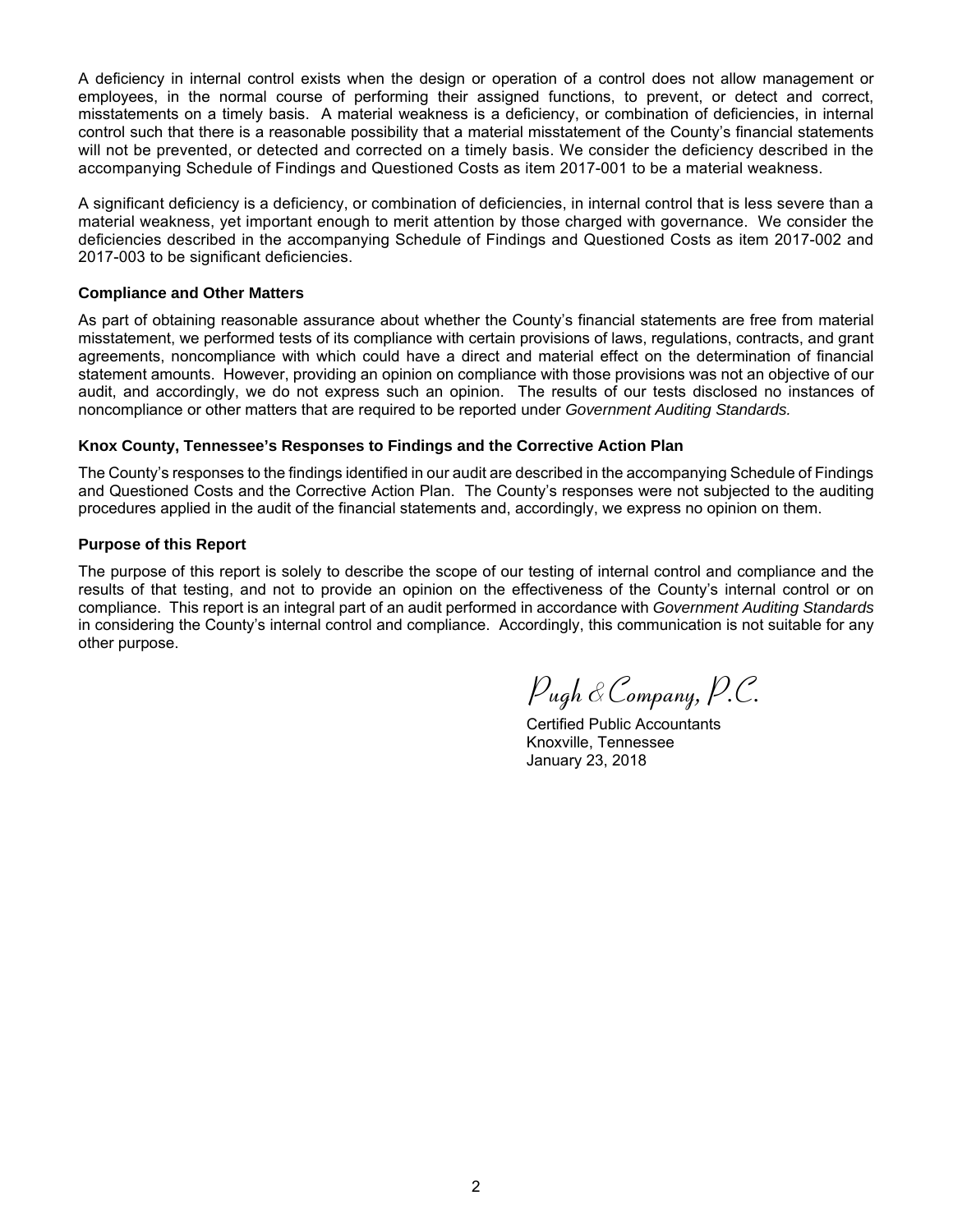A deficiency in internal control exists when the design or operation of a control does not allow management or employees, in the normal course of performing their assigned functions, to prevent, or detect and correct, misstatements on a timely basis. A material weakness is a deficiency, or combination of deficiencies, in internal control such that there is a reasonable possibility that a material misstatement of the County's financial statements will not be prevented, or detected and corrected on a timely basis. We consider the deficiency described in the accompanying Schedule of Findings and Questioned Costs as item 2017-001 to be a material weakness.

A significant deficiency is a deficiency, or combination of deficiencies, in internal control that is less severe than a material weakness, yet important enough to merit attention by those charged with governance. We consider the deficiencies described in the accompanying Schedule of Findings and Questioned Costs as item 2017-002 and 2017-003 to be significant deficiencies.

**Compliance and Other Matters**

As part of obtaining reasonable assurance about whether the County's financial statements are free from material misstatement, we performed tests of its compliance with certain provisions of laws, regulations, contracts, and grant agreements, noncompliance with which could have a direct and material effect on the determination of financial statement amounts. However, providing an opinion on compliance with those provisions was not an objective of our audit, and accordingly, we do not express such an opinion. The results of our tests disclosed no instances of noncompliance or other matters that are required to be reported under *Government Auditing Standards.*

**Knox County, Tennessee's Responses to Findings and the Corrective Action Plan**

The County's responses to the findings identified in our audit are described in the accompanying Schedule of Findings and Questioned Costs and the Corrective Action Plan. The County's responses were not subjected to the auditing procedures applied in the audit of the financial statements and, accordingly, we express no opinion on them.

**Purpose of this Report**

The purpose of this report is solely to describe the scope of our testing of internal control and compliance and the results of that testing, and not to provide an opinion on the effectiveness of the County's internal control or on compliance. This report is an integral part of an audit performed in accordance with *Government Auditing Standards* in considering the County's internal control and compliance. Accordingly, this communication is not suitable for any other purpose.

Pugh & Company, P.C.

Certified Public Accountants
Knoxville, Tennessee
January 23, 2018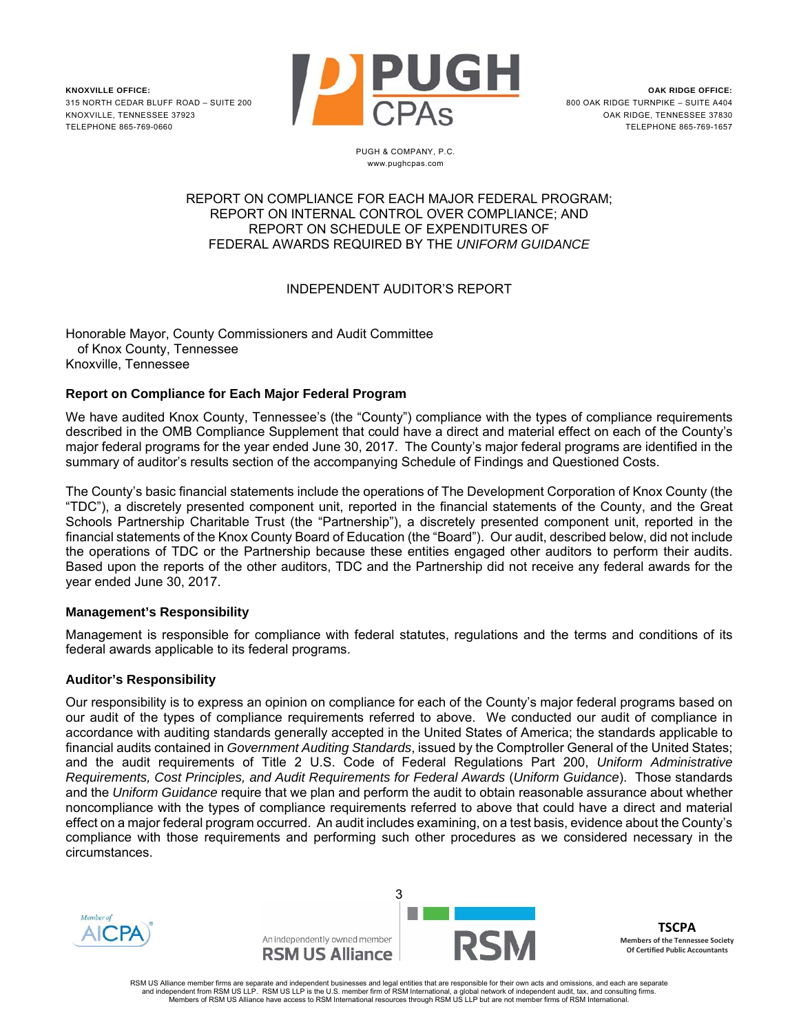**KNOXVILLE OFFICE:**
315 NORTH CEDAR BLUFF ROAD – SUITE 200
KNOXVILLE, TENNESSEE 37923
TELEPHONE 865-769-0660

**OAK RIDGE OFFICE:**
800 OAK RIDGE TURNPIKE – SUITE A404
OAK RIDGE, TENNESSEE 37830
TELEPHONE 865-769-1657

PUGH & COMPANY, P.C.
www.pughcpas.com

# REPORT ON COMPLIANCE FOR EACH MAJOR FEDERAL PROGRAM; REPORT ON INTERNAL CONTROL OVER COMPLIANCE; AND REPORT ON SCHEDULE OF EXPENDITURES OF FEDERAL AWARDS REQUIRED BY THE *UNIFORM GUIDANCE*

## INDEPENDENT AUDITOR'S REPORT

Honorable Mayor, County Commissioners and Audit Committee
of Knox County, Tennessee
Knoxville, Tennessee

### Report on Compliance for Each Major Federal Program

We have audited Knox County, Tennessee's (the "County") compliance with the types of compliance requirements described in the OMB Compliance Supplement that could have a direct and material effect on each of the County's major federal programs for the year ended June 30, 2017. The County's major federal programs are identified in the summary of auditor's results section of the accompanying Schedule of Findings and Questioned Costs.

The County's basic financial statements include the operations of The Development Corporation of Knox County (the "TDC"), a discretely presented component unit, reported in the financial statements of the County, and the Great Schools Partnership Charitable Trust (the "Partnership"), a discretely presented component unit, reported in the financial statements of the Knox County Board of Education (the "Board"). Our audit, described below, did not include the operations of TDC or the Partnership because these entities engaged other auditors to perform their audits. Based upon the reports of the other auditors, TDC and the Partnership did not receive any federal awards for the year ended June 30, 2017.

### Management's Responsibility

Management is responsible for compliance with federal statutes, regulations and the terms and conditions of its federal awards applicable to its federal programs.

### Auditor's Responsibility

Our responsibility is to express an opinion on compliance for each of the County's major federal programs based on our audit of the types of compliance requirements referred to above. We conducted our audit of compliance in accordance with auditing standards generally accepted in the United States of America; the standards applicable to financial audits contained in *Government Auditing Standards*, issued by the Comptroller General of the United States; and the audit requirements of Title 2 U.S. Code of Federal Regulations Part 200, *Uniform Administrative Requirements, Cost Principles, and Audit Requirements for Federal Awards* (*Uniform Guidance*). Those standards and the *Uniform Guidance* require that we plan and perform the audit to obtain reasonable assurance about whether noncompliance with the types of compliance requirements referred to above that could have a direct and material effect on a major federal program occurred. An audit includes examining, on a test basis, evidence about the County's compliance with those requirements and performing such other procedures as we considered necessary in the circumstances.

RSM US Alliance member firms are separate and independent businesses and legal entities that are responsible for their own acts and omissions, and each are separate and independent from RSM US LLP. RSM US LLP is the U.S. member firm of RSM International, a global network of independent audit, tax, and consulting firms. Members of RSM US Alliance have access to RSM International resources through RSM US LLP but are not member firms of RSM International.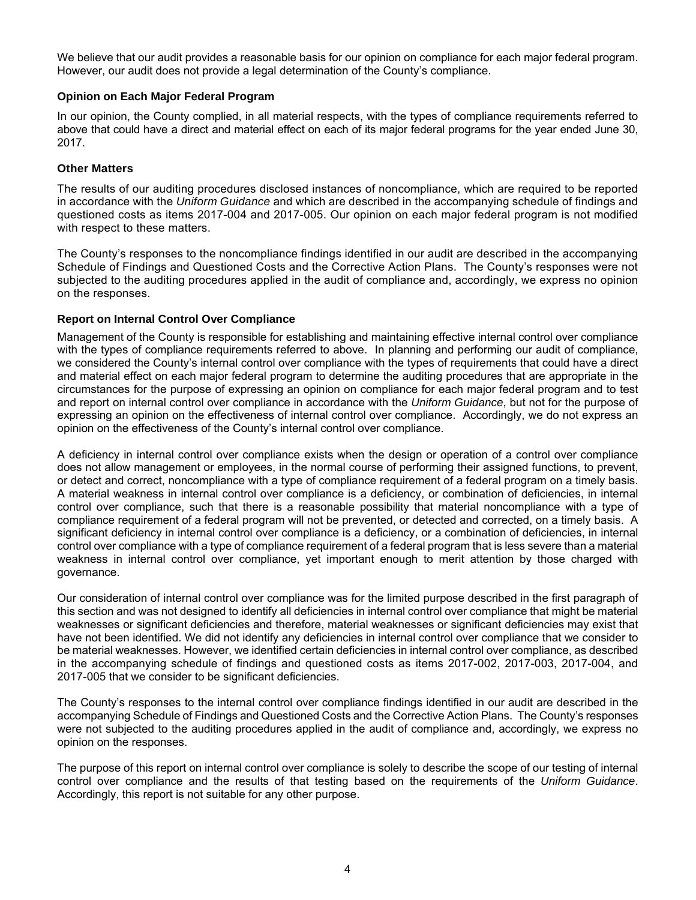We believe that our audit provides a reasonable basis for our opinion on compliance for each major federal program. However, our audit does not provide a legal determination of the County's compliance.

### Opinion on Each Major Federal Program

In our opinion, the County complied, in all material respects, with the types of compliance requirements referred to above that could have a direct and material effect on each of its major federal programs for the year ended June 30, 2017.

### Other Matters

The results of our auditing procedures disclosed instances of noncompliance, which are required to be reported in accordance with the *Uniform Guidance* and which are described in the accompanying schedule of findings and questioned costs as items 2017-004 and 2017-005. Our opinion on each major federal program is not modified with respect to these matters.

The County's responses to the noncompliance findings identified in our audit are described in the accompanying Schedule of Findings and Questioned Costs and the Corrective Action Plans. The County's responses were not subjected to the auditing procedures applied in the audit of compliance and, accordingly, we express no opinion on the responses.

### Report on Internal Control Over Compliance

Management of the County is responsible for establishing and maintaining effective internal control over compliance with the types of compliance requirements referred to above. In planning and performing our audit of compliance, we considered the County's internal control over compliance with the types of requirements that could have a direct and material effect on each major federal program to determine the auditing procedures that are appropriate in the circumstances for the purpose of expressing an opinion on compliance for each major federal program and to test and report on internal control over compliance in accordance with the *Uniform Guidance*, but not for the purpose of expressing an opinion on the effectiveness of internal control over compliance. Accordingly, we do not express an opinion on the effectiveness of the County's internal control over compliance.

A deficiency in internal control over compliance exists when the design or operation of a control over compliance does not allow management or employees, in the normal course of performing their assigned functions, to prevent, or detect and correct, noncompliance with a type of compliance requirement of a federal program on a timely basis. A material weakness in internal control over compliance is a deficiency, or combination of deficiencies, in internal control over compliance, such that there is a reasonable possibility that material noncompliance with a type of compliance requirement of a federal program will not be prevented, or detected and corrected, on a timely basis. A significant deficiency in internal control over compliance is a deficiency, or a combination of deficiencies, in internal control over compliance with a type of compliance requirement of a federal program that is less severe than a material weakness in internal control over compliance, yet important enough to merit attention by those charged with governance.

Our consideration of internal control over compliance was for the limited purpose described in the first paragraph of this section and was not designed to identify all deficiencies in internal control over compliance that might be material weaknesses or significant deficiencies and therefore, material weaknesses or significant deficiencies may exist that have not been identified. We did not identify any deficiencies in internal control over compliance that we consider to be material weaknesses. However, we identified certain deficiencies in internal control over compliance, as described in the accompanying schedule of findings and questioned costs as items 2017-002, 2017-003, 2017-004, and 2017-005 that we consider to be significant deficiencies.

The County's responses to the internal control over compliance findings identified in our audit are described in the accompanying Schedule of Findings and Questioned Costs and the Corrective Action Plans. The County's responses were not subjected to the auditing procedures applied in the audit of compliance and, accordingly, we express no opinion on the responses.

The purpose of this report on internal control over compliance is solely to describe the scope of our testing of internal control over compliance and the results of that testing based on the requirements of the *Uniform Guidance*. Accordingly, this report is not suitable for any other purpose.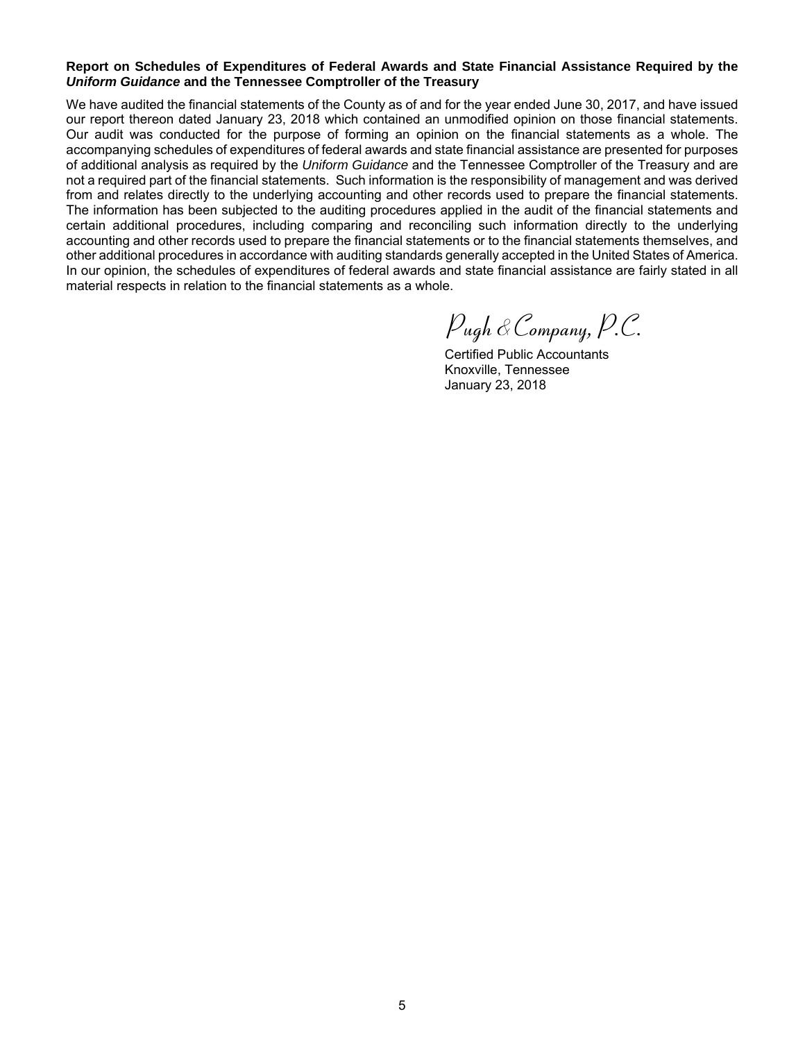**Report on Schedules of Expenditures of Federal Awards and State Financial Assistance Required by the *Uniform Guidance* and the Tennessee Comptroller of the Treasury**

We have audited the financial statements of the County as of and for the year ended June 30, 2017, and have issued our report thereon dated January 23, 2018 which contained an unmodified opinion on those financial statements. Our audit was conducted for the purpose of forming an opinion on the financial statements as a whole. The accompanying schedules of expenditures of federal awards and state financial assistance are presented for purposes of additional analysis as required by the *Uniform Guidance* and the Tennessee Comptroller of the Treasury and are not a required part of the financial statements. Such information is the responsibility of management and was derived from and relates directly to the underlying accounting and other records used to prepare the financial statements. The information has been subjected to the auditing procedures applied in the audit of the financial statements and certain additional procedures, including comparing and reconciling such information directly to the underlying accounting and other records used to prepare the financial statements or to the financial statements themselves, and other additional procedures in accordance with auditing standards generally accepted in the United States of America. In our opinion, the schedules of expenditures of federal awards and state financial assistance are fairly stated in all material respects in relation to the financial statements as a whole.

Pugh & Company, P.C.

Certified Public Accountants
Knoxville, Tennessee
January 23, 2018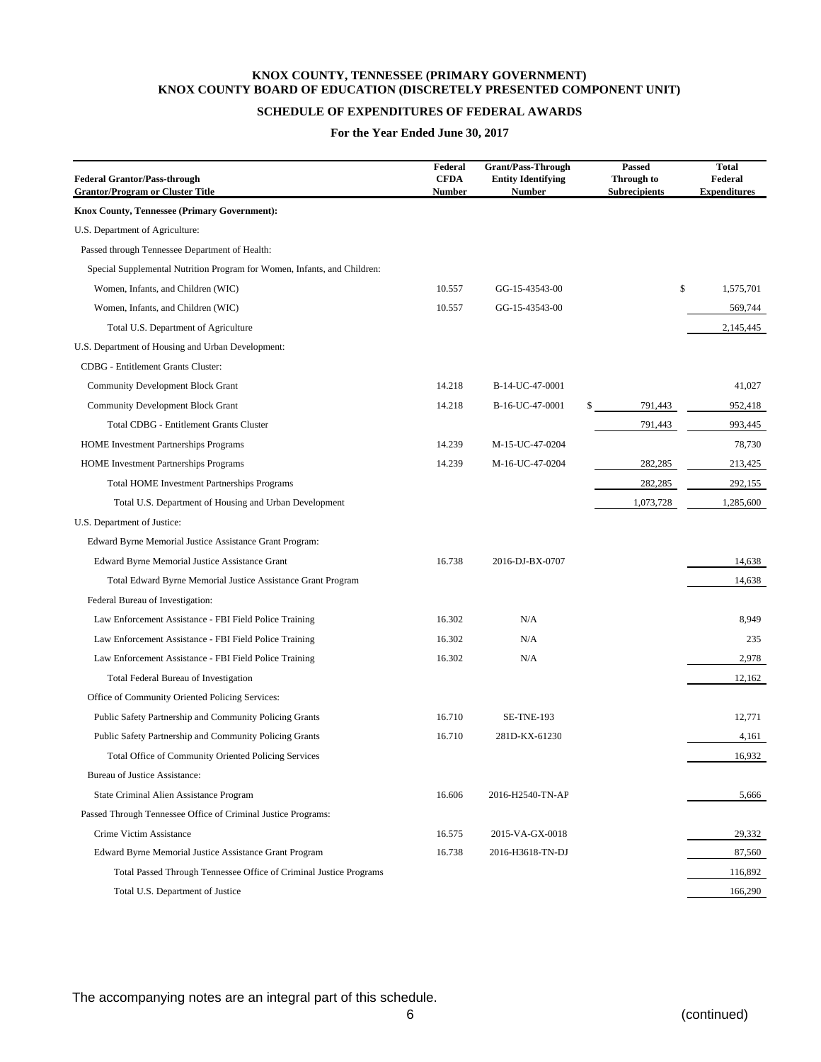# KNOX COUNTY, TENNESSEE (PRIMARY GOVERNMENT)
# KNOX COUNTY BOARD OF EDUCATION (DISCRETELY PRESENTED COMPONENT UNIT)

## SCHEDULE OF EXPENDITURES OF FEDERAL AWARDS

**For the Year Ended June 30, 2017**

| Federal Grantor/Pass-through Grantor/Program or Cluster Title | Federal CFDA Number | Grant/Pass-Through Entity Identifying Number | Passed Through to Subrecipients | Total Federal Expenditures |
|---|---|---|---|---|
| **Knox County, Tennessee (Primary Government):** | | | | |
| U.S. Department of Agriculture: | | | | |
| Passed through Tennessee Department of Health: | | | | |
| Special Supplemental Nutrition Program for Women, Infants, and Children: | | | | |
| Women, Infants, and Children (WIC) | 10.557 | GG-15-43543-00 | | $ 1,575,701 |
| Women, Infants, and Children (WIC) | 10.557 | GG-15-43543-00 | | 569,744 |
| Total U.S. Department of Agriculture | | | | 2,145,445 |
| U.S. Department of Housing and Urban Development: | | | | |
| CDBG - Entitlement Grants Cluster: | | | | |
| Community Development Block Grant | 14.218 | B-14-UC-47-0001 | | 41,027 |
| Community Development Block Grant | 14.218 | B-16-UC-47-0001 | $ 791,443 | 952,418 |
| Total CDBG - Entitlement Grants Cluster | | | 791,443 | 993,445 |
| HOME Investment Partnerships Programs | 14.239 | M-15-UC-47-0204 | | 78,730 |
| HOME Investment Partnerships Programs | 14.239 | M-16-UC-47-0204 | 282,285 | 213,425 |
| Total HOME Investment Partnerships Programs | | | 282,285 | 292,155 |
| Total U.S. Department of Housing and Urban Development | | | 1,073,728 | 1,285,600 |
| U.S. Department of Justice: | | | | |
| Edward Byrne Memorial Justice Assistance Grant Program: | | | | |
| Edward Byrne Memorial Justice Assistance Grant | 16.738 | 2016-DJ-BX-0707 | | 14,638 |
| Total Edward Byrne Memorial Justice Assistance Grant Program | | | | 14,638 |
| Federal Bureau of Investigation: | | | | |
| Law Enforcement Assistance - FBI Field Police Training | 16.302 | N/A | | 8,949 |
| Law Enforcement Assistance - FBI Field Police Training | 16.302 | N/A | | 235 |
| Law Enforcement Assistance - FBI Field Police Training | 16.302 | N/A | | 2,978 |
| Total Federal Bureau of Investigation | | | | 12,162 |
| Office of Community Oriented Policing Services: | | | | |
| Public Safety Partnership and Community Policing Grants | 16.710 | SE-TNE-193 | | 12,771 |
| Public Safety Partnership and Community Policing Grants | 16.710 | 281D-KX-61230 | | 4,161 |
| Total Office of Community Oriented Policing Services | | | | 16,932 |
| Bureau of Justice Assistance: | | | | |
| State Criminal Alien Assistance Program | 16.606 | 2016-H2540-TN-AP | | 5,666 |
| Passed Through Tennessee Office of Criminal Justice Programs: | | | | |
| Crime Victim Assistance | 16.575 | 2015-VA-GX-0018 | | 29,332 |
| Edward Byrne Memorial Justice Assistance Grant Program | 16.738 | 2016-H3618-TN-DJ | | 87,560 |
| Total Passed Through Tennessee Office of Criminal Justice Programs | | | | 116,892 |
| Total U.S. Department of Justice | | | | 166,290 |

The accompanying notes are an integral part of this schedule.

(continued)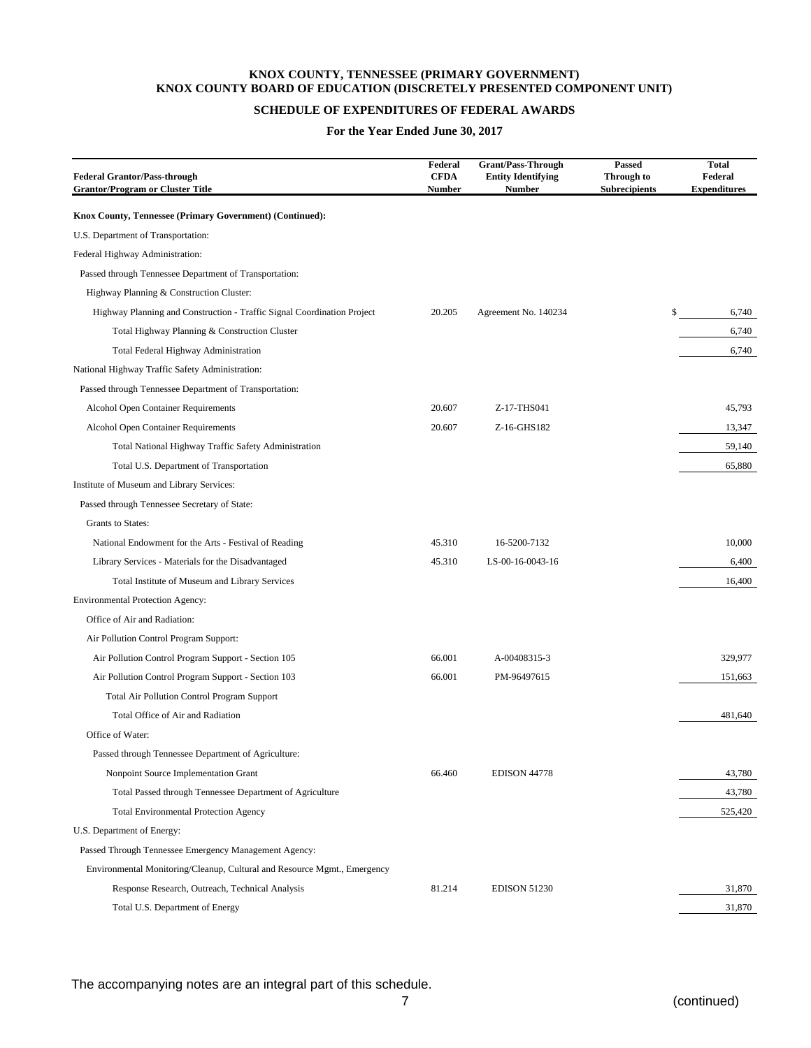**KNOX COUNTY, TENNESSEE (PRIMARY GOVERNMENT)**
**KNOX COUNTY BOARD OF EDUCATION (DISCRETELY PRESENTED COMPONENT UNIT)**

**SCHEDULE OF EXPENDITURES OF FEDERAL AWARDS**

**For the Year Ended June 30, 2017**

| Federal Grantor/Pass-through Grantor/Program or Cluster Title | Federal CFDA Number | Grant/Pass-Through Entity Identifying Number | Passed Through to Subrecipients | Total Federal Expenditures |
|---|---|---|---|---|
| **Knox County, Tennessee (Primary Government) (Continued):** | | | | |
| U.S. Department of Transportation: | | | | |
| Federal Highway Administration: | | | | |
| Passed through Tennessee Department of Transportation: | | | | |
| Highway Planning & Construction Cluster: | | | | |
| Highway Planning and Construction - Traffic Signal Coordination Project | 20.205 | Agreement No. 140234 | | $ 6,740 |
| Total Highway Planning & Construction Cluster | | | | 6,740 |
| Total Federal Highway Administration | | | | 6,740 |
| National Highway Traffic Safety Administration: | | | | |
| Passed through Tennessee Department of Transportation: | | | | |
| Alcohol Open Container Requirements | 20.607 | Z-17-THS041 | | 45,793 |
| Alcohol Open Container Requirements | 20.607 | Z-16-GHS182 | | 13,347 |
| Total National Highway Traffic Safety Administration | | | | 59,140 |
| Total U.S. Department of Transportation | | | | 65,880 |
| Institute of Museum and Library Services: | | | | |
| Passed through Tennessee Secretary of State: | | | | |
| Grants to States: | | | | |
| National Endowment for the Arts - Festival of Reading | 45.310 | 16-5200-7132 | | 10,000 |
| Library Services - Materials for the Disadvantaged | 45.310 | LS-00-16-0043-16 | | 6,400 |
| Total Institute of Museum and Library Services | | | | 16,400 |
| Environmental Protection Agency: | | | | |
| Office of Air and Radiation: | | | | |
| Air Pollution Control Program Support: | | | | |
| Air Pollution Control Program Support - Section 105 | 66.001 | A-00408315-3 | | 329,977 |
| Air Pollution Control Program Support - Section 103 | 66.001 | PM-96497615 | | 151,663 |
| Total Air Pollution Control Program Support | | | | |
| Total Office of Air and Radiation | | | | 481,640 |
| Office of Water: | | | | |
| Passed through Tennessee Department of Agriculture: | | | | |
| Nonpoint Source Implementation Grant | 66.460 | EDISON 44778 | | 43,780 |
| Total Passed through Tennessee Department of Agriculture | | | | 43,780 |
| Total Environmental Protection Agency | | | | 525,420 |
| U.S. Department of Energy: | | | | |
| Passed Through Tennessee Emergency Management Agency: | | | | |
| Environmental Monitoring/Cleanup, Cultural and Resource Mgmt., Emergency Response Research, Outreach, Technical Analysis | 81.214 | EDISON 51230 | | 31,870 |
| Total U.S. Department of Energy | | | | 31,870 |

The accompanying notes are an integral part of this schedule.

(continued)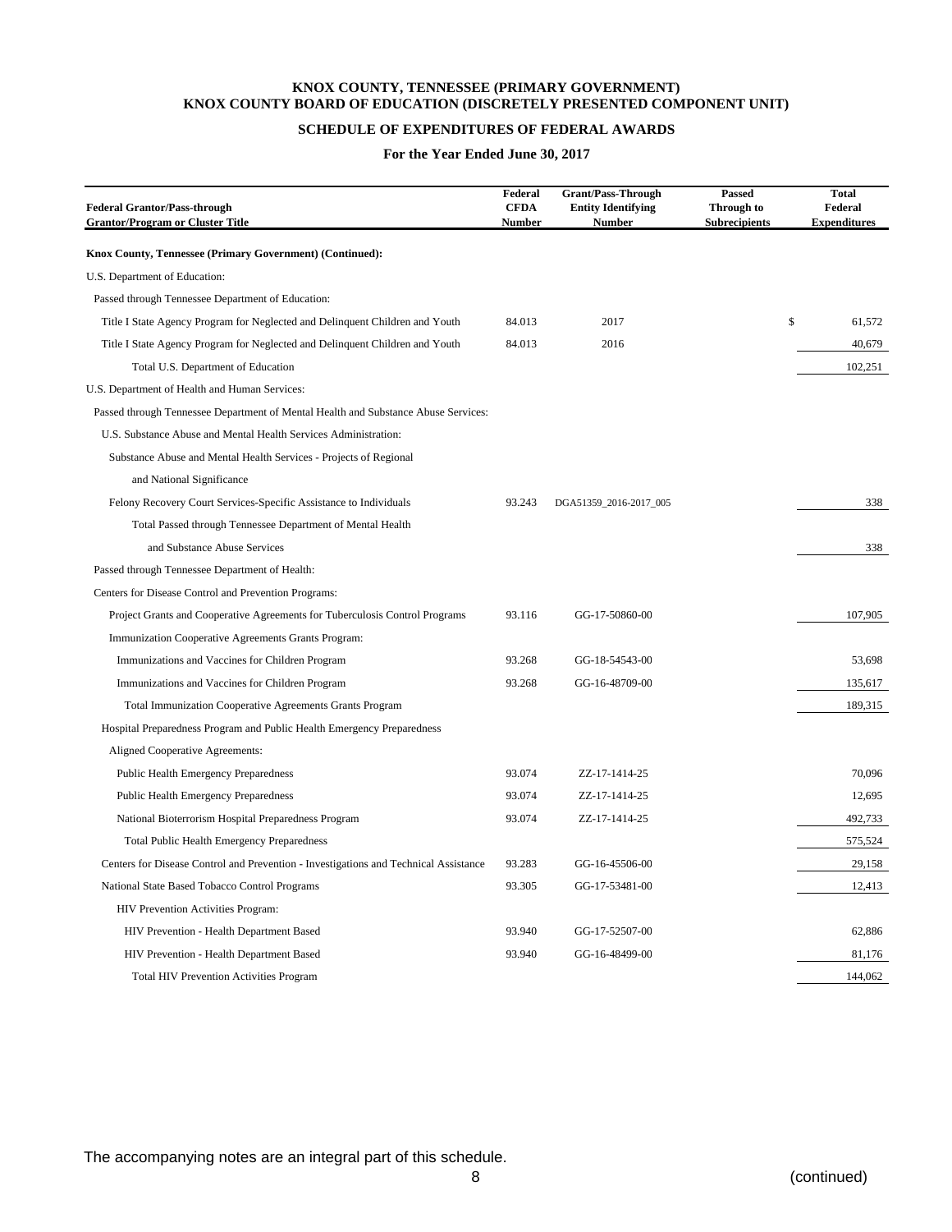**KNOX COUNTY, TENNESSEE (PRIMARY GOVERNMENT)**
**KNOX COUNTY BOARD OF EDUCATION (DISCRETELY PRESENTED COMPONENT UNIT)**

**SCHEDULE OF EXPENDITURES OF FEDERAL AWARDS**

**For the Year Ended June 30, 2017**

| Federal Grantor/Pass-through Grantor/Program or Cluster Title | Federal CFDA Number | Grant/Pass-Through Entity Identifying Number | Passed Through to Subrecipients | Total Federal Expenditures |
|---|---|---|---|---|
| **Knox County, Tennessee (Primary Government) (Continued):** | | | | |
| U.S. Department of Education: | | | | |
| Passed through Tennessee Department of Education: | | | | |
| Title I State Agency Program for Neglected and Delinquent Children and Youth | 84.013 | 2017 | | $ 61,572 |
| Title I State Agency Program for Neglected and Delinquent Children and Youth | 84.013 | 2016 | | 40,679 |
| Total U.S. Department of Education | | | | 102,251 |
| U.S. Department of Health and Human Services: | | | | |
| Passed through Tennessee Department of Mental Health and Substance Abuse Services: | | | | |
| U.S. Substance Abuse and Mental Health Services Administration: | | | | |
| Substance Abuse and Mental Health Services - Projects of Regional and National Significance | | | | |
| Felony Recovery Court Services-Specific Assistance to Individuals | 93.243 | DGA51359_2016-2017_005 | | 338 |
| Total Passed through Tennessee Department of Mental Health and Substance Abuse Services | | | | 338 |
| Passed through Tennessee Department of Health: | | | | |
| Centers for Disease Control and Prevention Programs: | | | | |
| Project Grants and Cooperative Agreements for Tuberculosis Control Programs | 93.116 | GG-17-50860-00 | | 107,905 |
| Immunization Cooperative Agreements Grants Program: | | | | |
| Immunizations and Vaccines for Children Program | 93.268 | GG-18-54543-00 | | 53,698 |
| Immunizations and Vaccines for Children Program | 93.268 | GG-16-48709-00 | | 135,617 |
| Total Immunization Cooperative Agreements Grants Program | | | | 189,315 |
| Hospital Preparedness Program and Public Health Emergency Preparedness Aligned Cooperative Agreements: | | | | |
| Public Health Emergency Preparedness | 93.074 | ZZ-17-1414-25 | | 70,096 |
| Public Health Emergency Preparedness | 93.074 | ZZ-17-1414-25 | | 12,695 |
| National Bioterrorism Hospital Preparedness Program | 93.074 | ZZ-17-1414-25 | | 492,733 |
| Total Public Health Emergency Preparedness | | | | 575,524 |
| Centers for Disease Control and Prevention - Investigations and Technical Assistance | 93.283 | GG-16-45506-00 | | 29,158 |
| National State Based Tobacco Control Programs | 93.305 | GG-17-53481-00 | | 12,413 |
| HIV Prevention Activities Program: | | | | |
| HIV Prevention - Health Department Based | 93.940 | GG-17-52507-00 | | 62,886 |
| HIV Prevention - Health Department Based | 93.940 | GG-16-48499-00 | | 81,176 |
| Total HIV Prevention Activities Program | | | | 144,062 |

The accompanying notes are an integral part of this schedule.

(continued)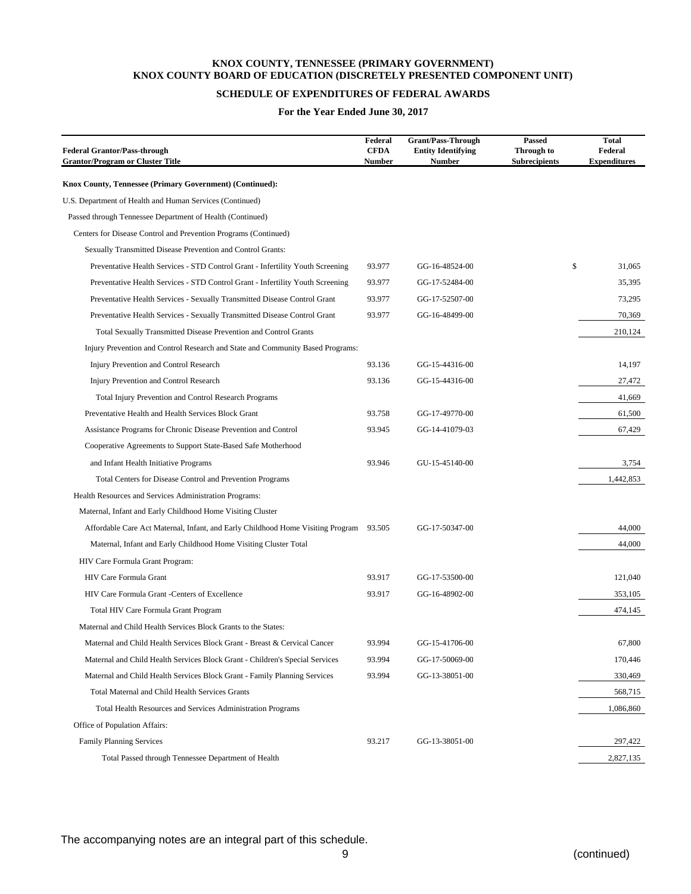# KNOX COUNTY, TENNESSEE (PRIMARY GOVERNMENT)
# KNOX COUNTY BOARD OF EDUCATION (DISCRETELY PRESENTED COMPONENT UNIT)

## SCHEDULE OF EXPENDITURES OF FEDERAL AWARDS

### For the Year Ended June 30, 2017

| Federal Grantor/Pass-through Grantor/Program or Cluster Title | Federal CFDA Number | Grant/Pass-Through Entity Identifying Number | Passed Through to Subrecipients | Total Federal Expenditures |
|---|---|---|---|---|
| **Knox County, Tennessee (Primary Government) (Continued):** | | | | |
| U.S. Department of Health and Human Services (Continued) | | | | |
| Passed through Tennessee Department of Health (Continued) | | | | |
| Centers for Disease Control and Prevention Programs (Continued) | | | | |
| Sexually Transmitted Disease Prevention and Control Grants: | | | | |
| Preventative Health Services - STD Control Grant - Infertility Youth Screening | 93.977 | GG-16-48524-00 | | $ 31,065 |
| Preventative Health Services - STD Control Grant - Infertility Youth Screening | 93.977 | GG-17-52484-00 | | 35,395 |
| Preventative Health Services - Sexually Transmitted Disease Control Grant | 93.977 | GG-17-52507-00 | | 73,295 |
| Preventative Health Services - Sexually Transmitted Disease Control Grant | 93.977 | GG-16-48499-00 | | 70,369 |
| Total Sexually Transmitted Disease Prevention and Control Grants | | | | 210,124 |
| Injury Prevention and Control Research and State and Community Based Programs: | | | | |
| Injury Prevention and Control Research | 93.136 | GG-15-44316-00 | | 14,197 |
| Injury Prevention and Control Research | 93.136 | GG-15-44316-00 | | 27,472 |
| Total Injury Prevention and Control Research Programs | | | | 41,669 |
| Preventative Health and Health Services Block Grant | 93.758 | GG-17-49770-00 | | 61,500 |
| Assistance Programs for Chronic Disease Prevention and Control | 93.945 | GG-14-41079-03 | | 67,429 |
| Cooperative Agreements to Support State-Based Safe Motherhood and Infant Health Initiative Programs | 93.946 | GU-15-45140-00 | | 3,754 |
| Total Centers for Disease Control and Prevention Programs | | | | 1,442,853 |
| Health Resources and Services Administration Programs: | | | | |
| Maternal, Infant and Early Childhood Home Visiting Cluster | | | | |
| Affordable Care Act Maternal, Infant, and Early Childhood Home Visiting Program | 93.505 | GG-17-50347-00 | | 44,000 |
| Maternal, Infant and Early Childhood Home Visiting Cluster Total | | | | 44,000 |
| HIV Care Formula Grant Program: | | | | |
| HIV Care Formula Grant | 93.917 | GG-17-53500-00 | | 121,040 |
| HIV Care Formula Grant -Centers of Excellence | 93.917 | GG-16-48902-00 | | 353,105 |
| Total HIV Care Formula Grant Program | | | | 474,145 |
| Maternal and Child Health Services Block Grants to the States: | | | | |
| Maternal and Child Health Services Block Grant - Breast & Cervical Cancer | 93.994 | GG-15-41706-00 | | 67,800 |
| Maternal and Child Health Services Block Grant - Children's Special Services | 93.994 | GG-17-50069-00 | | 170,446 |
| Maternal and Child Health Services Block Grant - Family Planning Services | 93.994 | GG-13-38051-00 | | 330,469 |
| Total Maternal and Child Health Services Grants | | | | 568,715 |
| Total Health Resources and Services Administration Programs | | | | 1,086,860 |
| Office of Population Affairs: | | | | |
| Family Planning Services | 93.217 | GG-13-38051-00 | | 297,422 |
| Total Passed through Tennessee Department of Health | | | | 2,827,135 |

The accompanying notes are an integral part of this schedule.

(continued)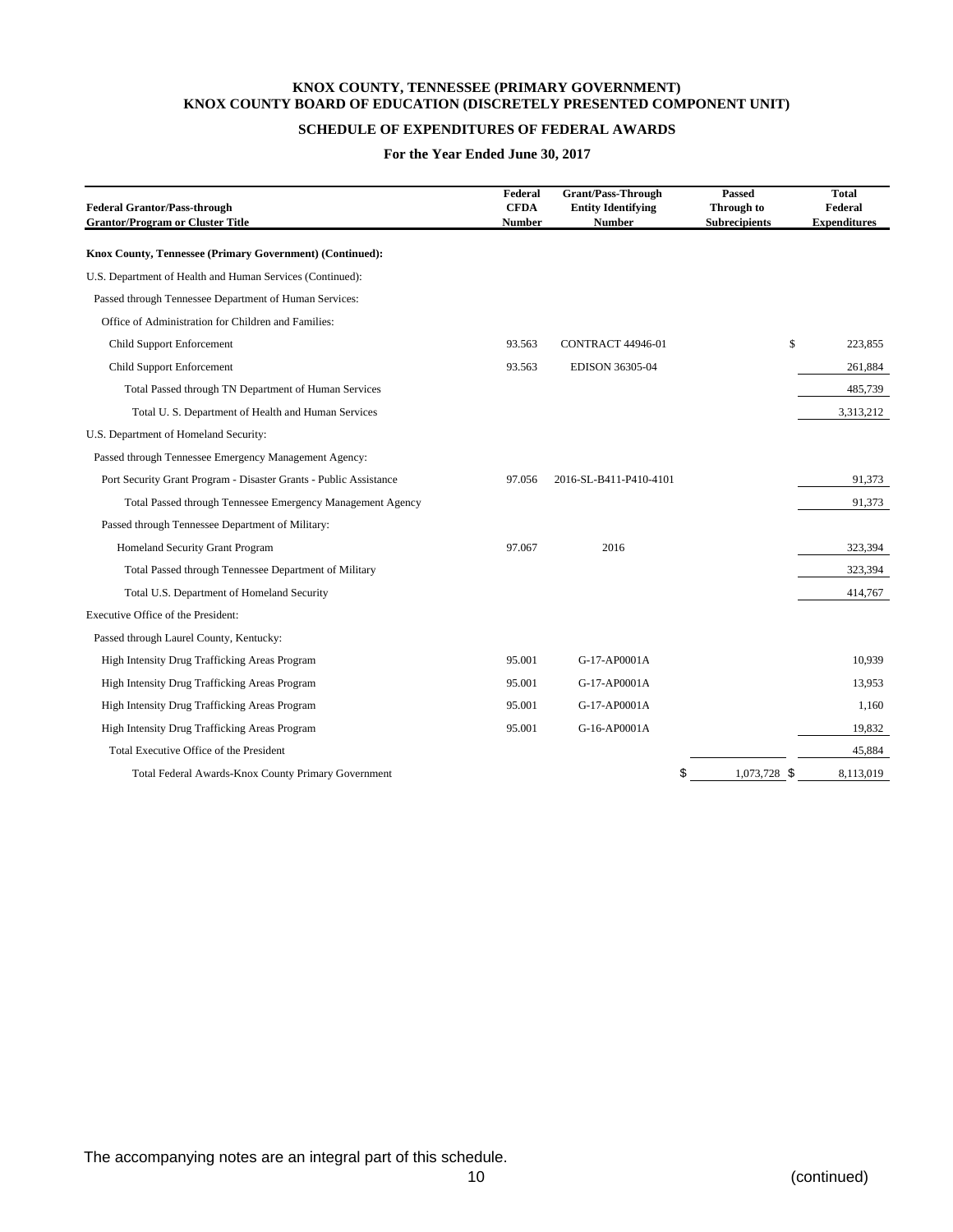**KNOX COUNTY, TENNESSEE (PRIMARY GOVERNMENT)**
**KNOX COUNTY BOARD OF EDUCATION (DISCRETELY PRESENTED COMPONENT UNIT)**

**SCHEDULE OF EXPENDITURES OF FEDERAL AWARDS**

**For the Year Ended June 30, 2017**

| Federal Grantor/Pass-through Grantor/Program or Cluster Title | Federal CFDA Number | Grant/Pass-Through Entity Identifying Number | Passed Through to Subrecipients | Total Federal Expenditures |
|---|---|---|---|---|
| **Knox County, Tennessee (Primary Government) (Continued):** | | | | |
| U.S. Department of Health and Human Services (Continued): | | | | |
| Passed through Tennessee Department of Human Services: | | | | |
| Office of Administration for Children and Families: | | | | |
| Child Support Enforcement | 93.563 | CONTRACT 44946-01 | | $ 223,855 |
| Child Support Enforcement | 93.563 | EDISON 36305-04 | | 261,884 |
| Total Passed through TN Department of Human Services | | | | 485,739 |
| Total U. S. Department of Health and Human Services | | | | 3,313,212 |
| U.S. Department of Homeland Security: | | | | |
| Passed through Tennessee Emergency Management Agency: | | | | |
| Port Security Grant Program - Disaster Grants - Public Assistance | 97.056 | 2016-SL-B411-P410-4101 | | 91,373 |
| Total Passed through Tennessee Emergency Management Agency | | | | 91,373 |
| Passed through Tennessee Department of Military: | | | | |
| Homeland Security Grant Program | 97.067 | 2016 | | 323,394 |
| Total Passed through Tennessee Department of Military | | | | 323,394 |
| Total U.S. Department of Homeland Security | | | | 414,767 |
| Executive Office of the President: | | | | |
| Passed through Laurel County, Kentucky: | | | | |
| High Intensity Drug Trafficking Areas Program | 95.001 | G-17-AP0001A | | 10,939 |
| High Intensity Drug Trafficking Areas Program | 95.001 | G-17-AP0001A | | 13,953 |
| High Intensity Drug Trafficking Areas Program | 95.001 | G-17-AP0001A | | 1,160 |
| High Intensity Drug Trafficking Areas Program | 95.001 | G-16-AP0001A | | 19,832 |
| Total Executive Office of the President | | | | 45,884 |
| Total Federal Awards-Knox County Primary Government | | | $ 1,073,728 | $ 8,113,019 |

The accompanying notes are an integral part of this schedule.

(continued)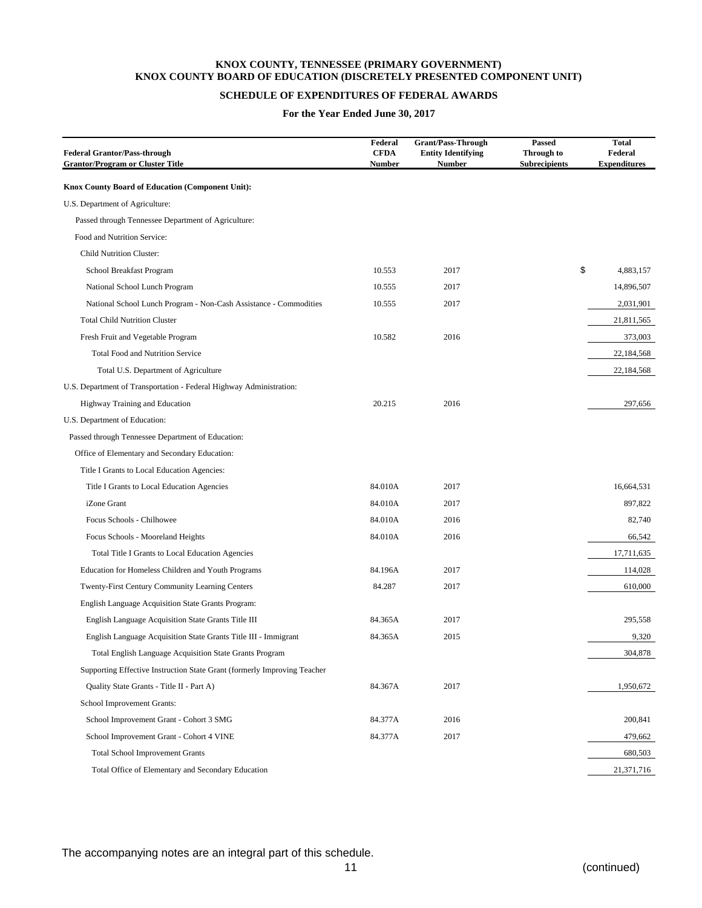# KNOX COUNTY, TENNESSEE (PRIMARY GOVERNMENT)
# KNOX COUNTY BOARD OF EDUCATION (DISCRETELY PRESENTED COMPONENT UNIT)

## SCHEDULE OF EXPENDITURES OF FEDERAL AWARDS

### For the Year Ended June 30, 2017

| Federal Grantor/Pass-through Grantor/Program or Cluster Title | Federal CFDA Number | Grant/Pass-Through Entity Identifying Number | Passed Through to Subrecipients | Total Federal Expenditures |
|---|---|---|---|---|
| **Knox County Board of Education (Component Unit):** | | | | |
| U.S. Department of Agriculture: | | | | |
| Passed through Tennessee Department of Agriculture: | | | | |
| Food and Nutrition Service: | | | | |
| Child Nutrition Cluster: | | | | |
| School Breakfast Program | 10.553 | 2017 | | $ 4,883,157 |
| National School Lunch Program | 10.555 | 2017 | | 14,896,507 |
| National School Lunch Program - Non-Cash Assistance - Commodities | 10.555 | 2017 | | 2,031,901 |
| Total Child Nutrition Cluster | | | | 21,811,565 |
| Fresh Fruit and Vegetable Program | 10.582 | 2016 | | 373,003 |
| Total Food and Nutrition Service | | | | 22,184,568 |
| Total U.S. Department of Agriculture | | | | 22,184,568 |
| U.S. Department of Transportation - Federal Highway Administration: | | | | |
| Highway Training and Education | 20.215 | 2016 | | 297,656 |
| U.S. Department of Education: | | | | |
| Passed through Tennessee Department of Education: | | | | |
| Office of Elementary and Secondary Education: | | | | |
| Title I Grants to Local Education Agencies: | | | | |
| Title I Grants to Local Education Agencies | 84.010A | 2017 | | 16,664,531 |
| iZone Grant | 84.010A | 2017 | | 897,822 |
| Focus Schools - Chilhowee | 84.010A | 2016 | | 82,740 |
| Focus Schools - Mooreland Heights | 84.010A | 2016 | | 66,542 |
| Total Title I Grants to Local Education Agencies | | | | 17,711,635 |
| Education for Homeless Children and Youth Programs | 84.196A | 2017 | | 114,028 |
| Twenty-First Century Community Learning Centers | 84.287 | 2017 | | 610,000 |
| English Language Acquisition State Grants Program: | | | | |
| English Language Acquisition State Grants Title III | 84.365A | 2017 | | 295,558 |
| English Language Acquisition State Grants Title III - Immigrant | 84.365A | 2015 | | 9,320 |
| Total English Language Acquisition State Grants Program | | | | 304,878 |
| Supporting Effective Instruction State Grant (formerly Improving Teacher Quality State Grants - Title II - Part A) | 84.367A | 2017 | | 1,950,672 |
| School Improvement Grants: | | | | |
| School Improvement Grant - Cohort 3 SMG | 84.377A | 2016 | | 200,841 |
| School Improvement Grant - Cohort 4 VINE | 84.377A | 2017 | | 479,662 |
| Total School Improvement Grants | | | | 680,503 |
| Total Office of Elementary and Secondary Education | | | | 21,371,716 |

The accompanying notes are an integral part of this schedule.

(continued)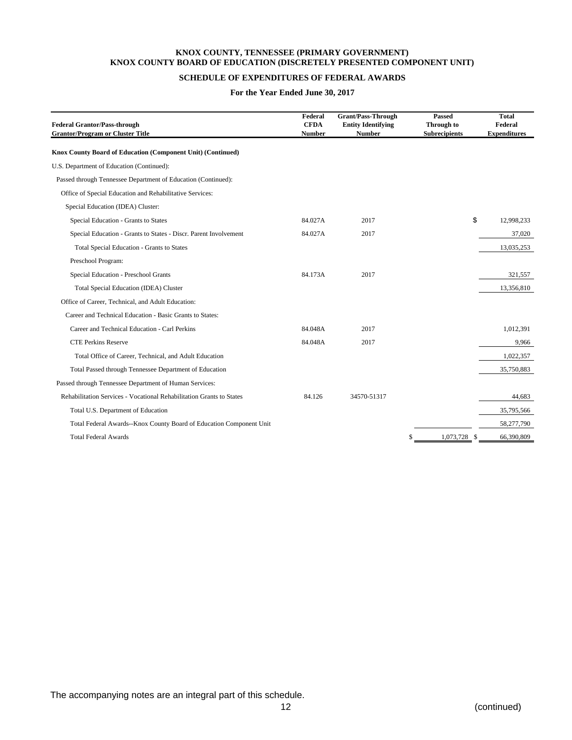# KNOX COUNTY, TENNESSEE (PRIMARY GOVERNMENT)
# KNOX COUNTY BOARD OF EDUCATION (DISCRETELY PRESENTED COMPONENT UNIT)

## SCHEDULE OF EXPENDITURES OF FEDERAL AWARDS

### For the Year Ended June 30, 2017

| Federal Grantor/Pass-through Grantor/Program or Cluster Title | Federal CFDA Number | Grant/Pass-Through Entity Identifying Number | Passed Through to Subrecipients | Total Federal Expenditures |
|---|---|---|---|---|
| **Knox County Board of Education (Component Unit) (Continued)** | | | | |
| U.S. Department of Education (Continued): | | | | |
| Passed through Tennessee Department of Education (Continued): | | | | |
| Office of Special Education and Rehabilitative Services: | | | | |
| Special Education (IDEA) Cluster: | | | | |
| Special Education - Grants to States | 84.027A | 2017 | | $ 12,998,233 |
| Special Education - Grants to States - Discr. Parent Involvement | 84.027A | 2017 | | 37,020 |
| Total Special Education - Grants to States | | | | 13,035,253 |
| Preschool Program: | | | | |
| Special Education - Preschool Grants | 84.173A | 2017 | | 321,557 |
| Total Special Education (IDEA) Cluster | | | | 13,356,810 |
| Office of Career, Technical, and Adult Education: | | | | |
| Career and Technical Education - Basic Grants to States: | | | | |
| Career and Technical Education - Carl Perkins | 84.048A | 2017 | | 1,012,391 |
| CTE Perkins Reserve | 84.048A | 2017 | | 9,966 |
| Total Office of Career, Technical, and Adult Education | | | | 1,022,357 |
| Total Passed through Tennessee Department of Education | | | | 35,750,883 |
| Passed through Tennessee Department of Human Services: | | | | |
| Rehabilitation Services - Vocational Rehabilitation Grants to States | 84.126 | 34570-51317 | | 44,683 |
| Total U.S. Department of Education | | | | 35,795,566 |
| Total Federal Awards--Knox County Board of Education Component Unit | | | | 58,277,790 |
| Total Federal Awards | | | $ 1,073,728 | $ 66,390,809 |

The accompanying notes are an integral part of this schedule.

(continued)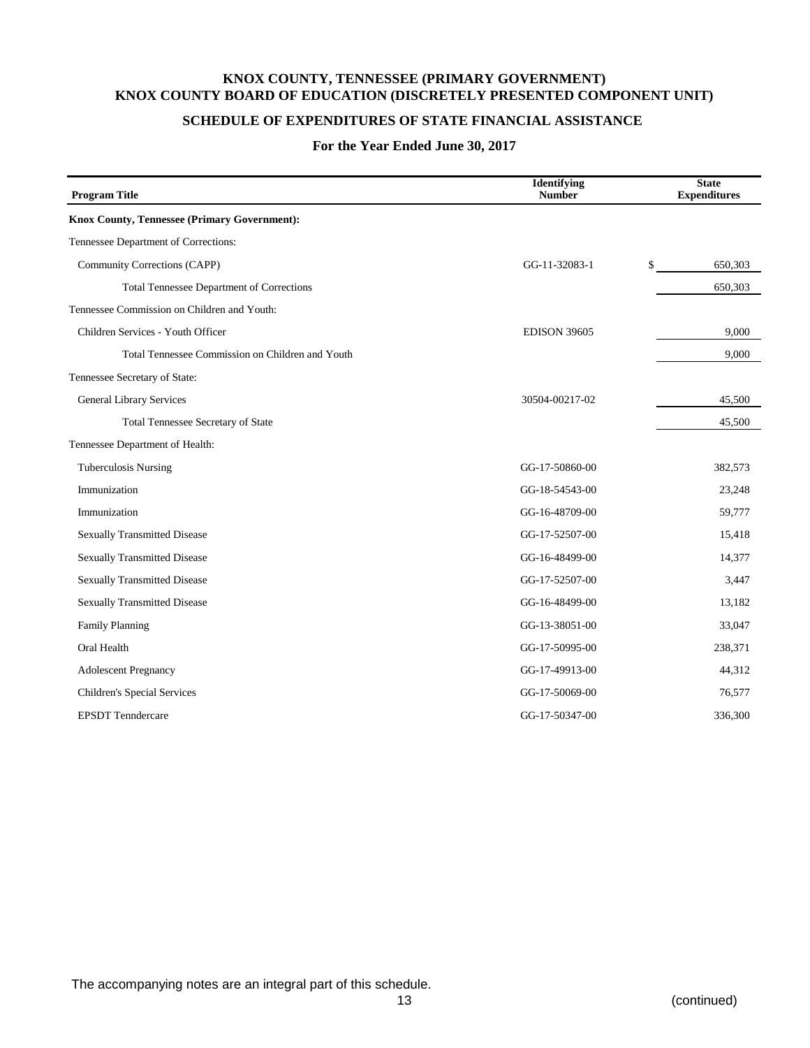# KNOX COUNTY, TENNESSEE (PRIMARY GOVERNMENT)
# KNOX COUNTY BOARD OF EDUCATION (DISCRETELY PRESENTED COMPONENT UNIT)

## SCHEDULE OF EXPENDITURES OF STATE FINANCIAL ASSISTANCE

### For the Year Ended June 30, 2017

| Program Title | Identifying Number | State Expenditures |
|---|---|---|
| **Knox County, Tennessee (Primary Government):** | | |
| Tennessee Department of Corrections: | | |
| Community Corrections (CAPP) | GG-11-32083-1 | $ 650,303 |
| Total Tennessee Department of Corrections | | 650,303 |
| Tennessee Commission on Children and Youth: | | |
| Children Services - Youth Officer | EDISON 39605 | 9,000 |
| Total Tennessee Commission on Children and Youth | | 9,000 |
| Tennessee Secretary of State: | | |
| General Library Services | 30504-00217-02 | 45,500 |
| Total Tennessee Secretary of State | | 45,500 |
| Tennessee Department of Health: | | |
| Tuberculosis Nursing | GG-17-50860-00 | 382,573 |
| Immunization | GG-18-54543-00 | 23,248 |
| Immunization | GG-16-48709-00 | 59,777 |
| Sexually Transmitted Disease | GG-17-52507-00 | 15,418 |
| Sexually Transmitted Disease | GG-16-48499-00 | 14,377 |
| Sexually Transmitted Disease | GG-17-52507-00 | 3,447 |
| Sexually Transmitted Disease | GG-16-48499-00 | 13,182 |
| Family Planning | GG-13-38051-00 | 33,047 |
| Oral Health | GG-17-50995-00 | 238,371 |
| Adolescent Pregnancy | GG-17-49913-00 | 44,312 |
| Children's Special Services | GG-17-50069-00 | 76,577 |
| EPSDT Tenndercare | GG-17-50347-00 | 336,300 |

The accompanying notes are an integral part of this schedule.

(continued)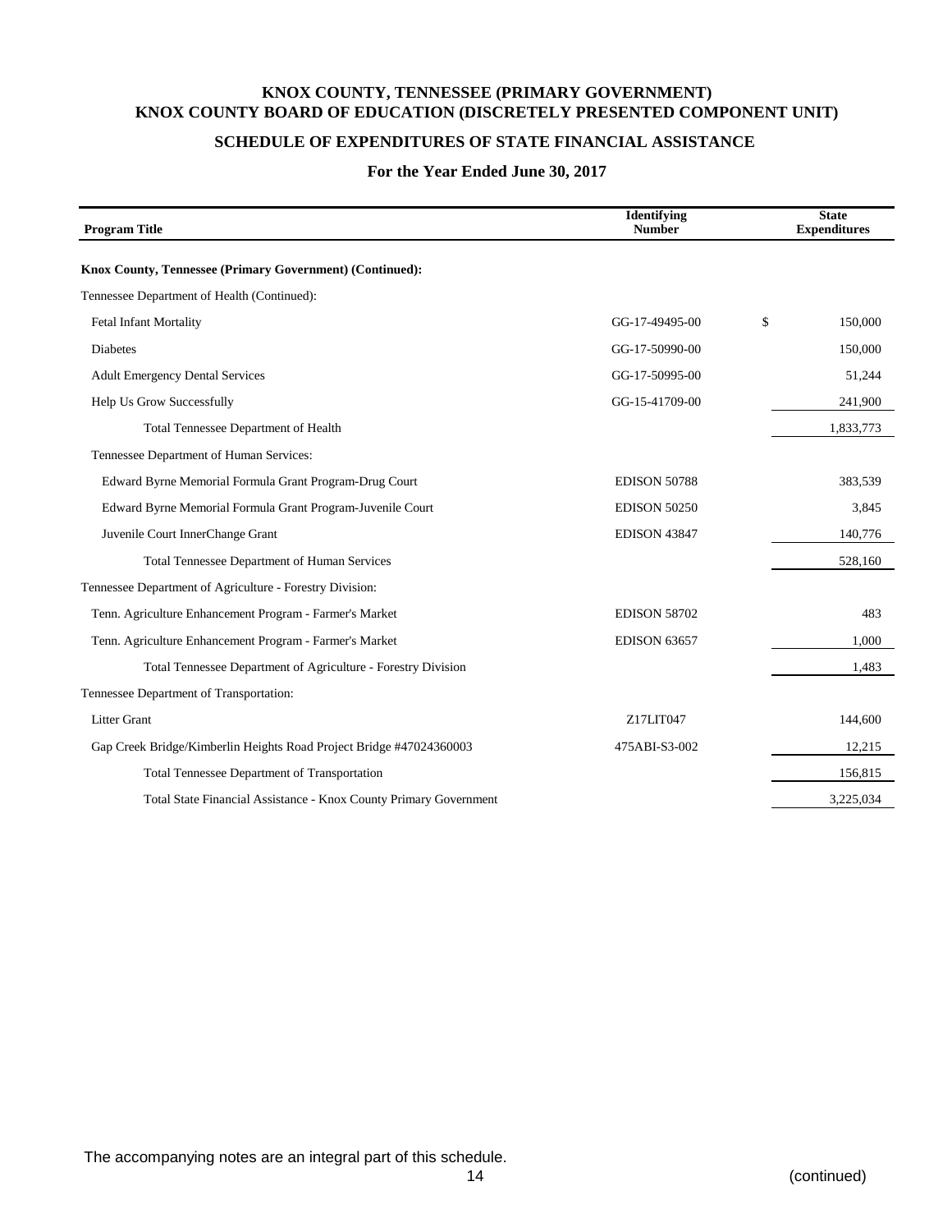# KNOX COUNTY, TENNESSEE (PRIMARY GOVERNMENT)
# KNOX COUNTY BOARD OF EDUCATION (DISCRETELY PRESENTED COMPONENT UNIT)

## SCHEDULE OF EXPENDITURES OF STATE FINANCIAL ASSISTANCE

### For the Year Ended June 30, 2017

| Program Title | Identifying Number | State Expenditures |
|---|---|---|
| **Knox County, Tennessee (Primary Government) (Continued):** | | |
| Tennessee Department of Health (Continued): | | |
| Fetal Infant Mortality | GG-17-49495-00 | $ 150,000 |
| Diabetes | GG-17-50990-00 | 150,000 |
| Adult Emergency Dental Services | GG-17-50995-00 | 51,244 |
| Help Us Grow Successfully | GG-15-41709-00 | 241,900 |
| Total Tennessee Department of Health | | 1,833,773 |
| Tennessee Department of Human Services: | | |
| Edward Byrne Memorial Formula Grant Program-Drug Court | EDISON 50788 | 383,539 |
| Edward Byrne Memorial Formula Grant Program-Juvenile Court | EDISON 50250 | 3,845 |
| Juvenile Court InnerChange Grant | EDISON 43847 | 140,776 |
| Total Tennessee Department of Human Services | | 528,160 |
| Tennessee Department of Agriculture - Forestry Division: | | |
| Tenn. Agriculture Enhancement Program - Farmer's Market | EDISON 58702 | 483 |
| Tenn. Agriculture Enhancement Program - Farmer's Market | EDISON 63657 | 1,000 |
| Total Tennessee Department of Agriculture - Forestry Division | | 1,483 |
| Tennessee Department of Transportation: | | |
| Litter Grant | Z17LIT047 | 144,600 |
| Gap Creek Bridge/Kimberlin Heights Road Project Bridge #47024360003 | 475ABI-S3-002 | 12,215 |
| Total Tennessee Department of Transportation | | 156,815 |
| Total State Financial Assistance - Knox County Primary Government | | 3,225,034 |

The accompanying notes are an integral part of this schedule.

(continued)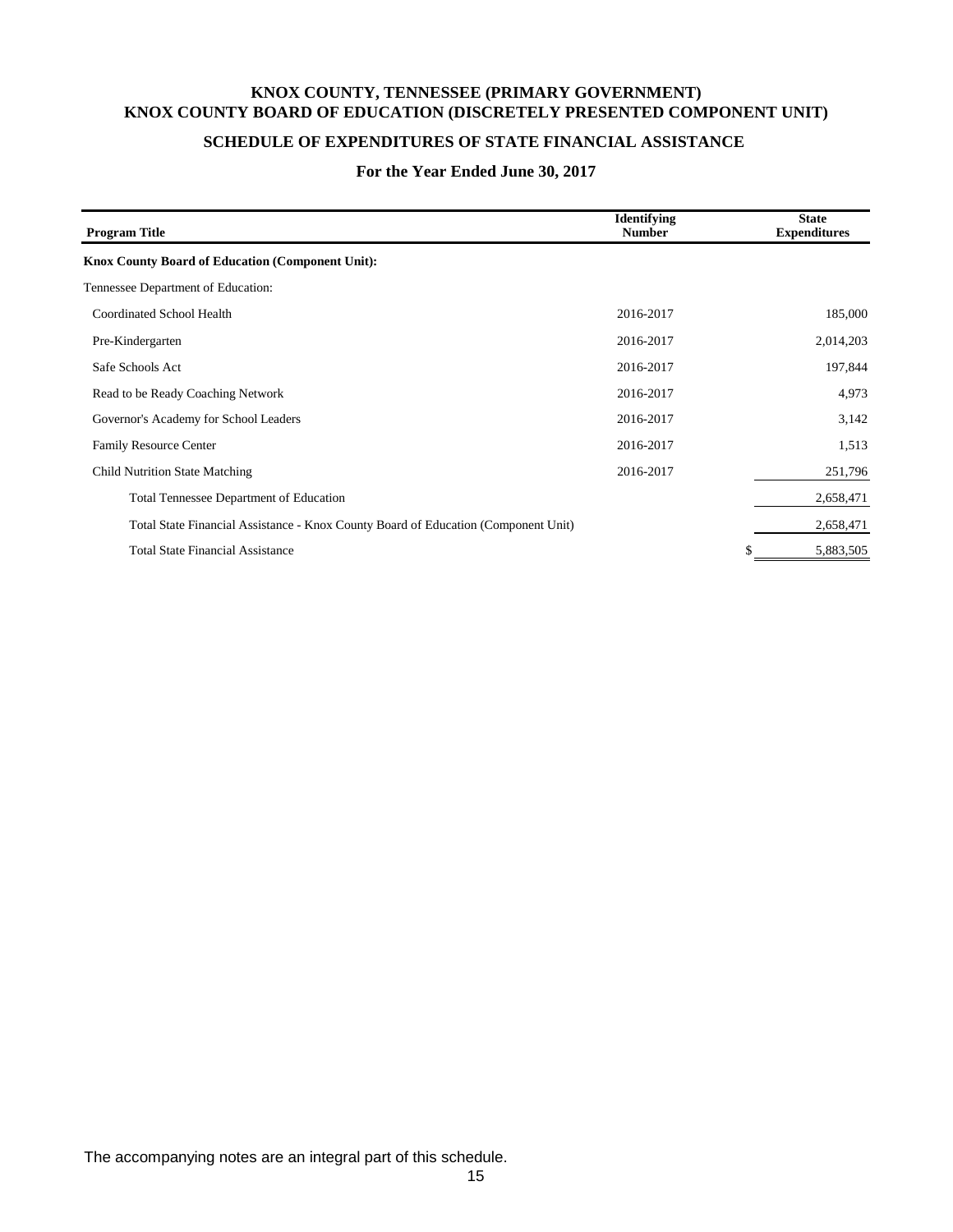# KNOX COUNTY, TENNESSEE (PRIMARY GOVERNMENT)
# KNOX COUNTY BOARD OF EDUCATION (DISCRETELY PRESENTED COMPONENT UNIT)

## SCHEDULE OF EXPENDITURES OF STATE FINANCIAL ASSISTANCE

### For the Year Ended June 30, 2017

| Program Title | Identifying Number | State Expenditures |
|---|---|---|
| **Knox County Board of Education (Component Unit):** | | |
| Tennessee Department of Education: | | |
| Coordinated School Health | 2016-2017 | 185,000 |
| Pre-Kindergarten | 2016-2017 | 2,014,203 |
| Safe Schools Act | 2016-2017 | 197,844 |
| Read to be Ready Coaching Network | 2016-2017 | 4,973 |
| Governor's Academy for School Leaders | 2016-2017 | 3,142 |
| Family Resource Center | 2016-2017 | 1,513 |
| Child Nutrition State Matching | 2016-2017 | 251,796 |
| Total Tennessee Department of Education | | 2,658,471 |
| Total State Financial Assistance - Knox County Board of Education (Component Unit) | | 2,658,471 |
| Total State Financial Assistance | | $ 5,883,505 |

The accompanying notes are an integral part of this schedule.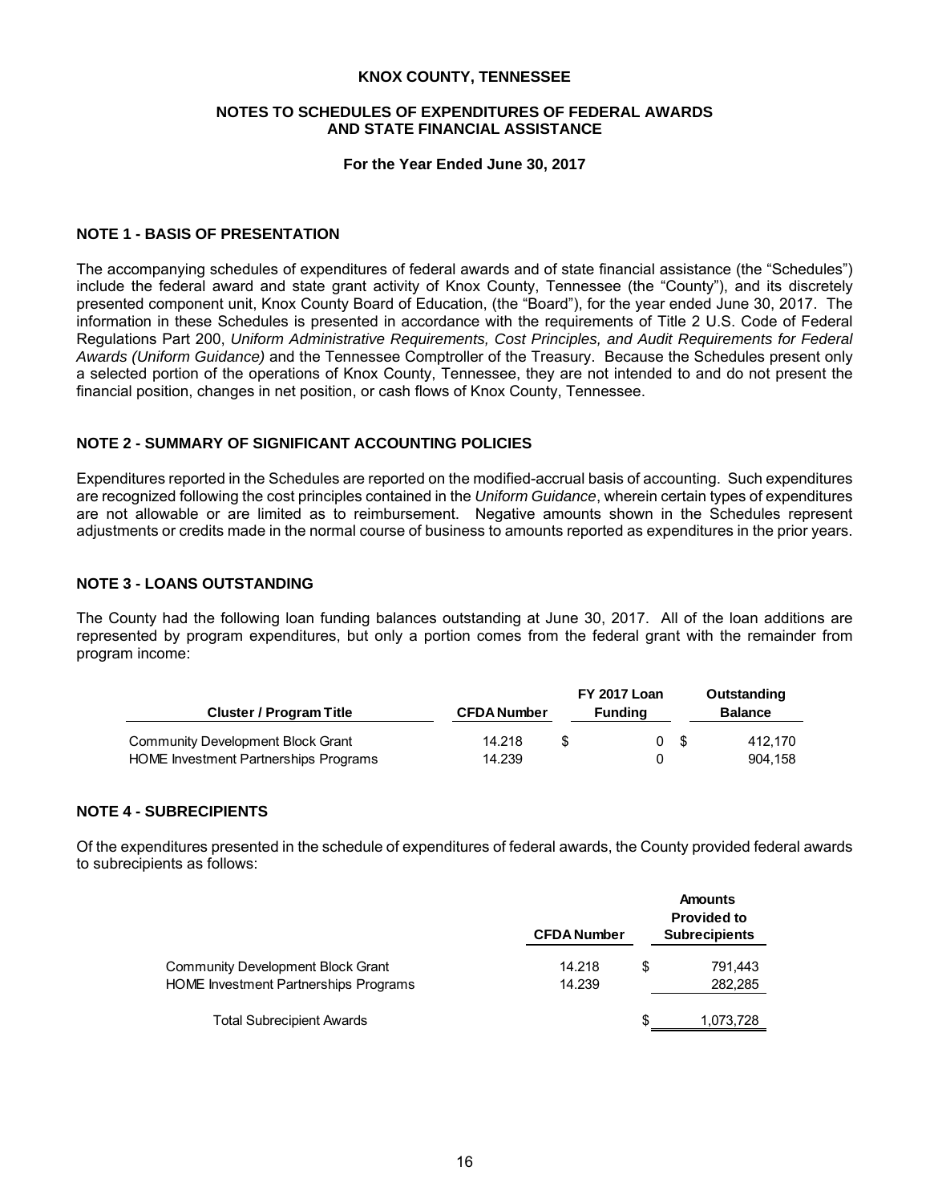**KNOX COUNTY, TENNESSEE**

**NOTES TO SCHEDULES OF EXPENDITURES OF FEDERAL AWARDS AND STATE FINANCIAL ASSISTANCE**

**For the Year Ended June 30, 2017**

## NOTE 1 - BASIS OF PRESENTATION

The accompanying schedules of expenditures of federal awards and of state financial assistance (the "Schedules") include the federal award and state grant activity of Knox County, Tennessee (the "County"), and its discretely presented component unit, Knox County Board of Education, (the "Board"), for the year ended June 30, 2017. The information in these Schedules is presented in accordance with the requirements of Title 2 U.S. Code of Federal Regulations Part 200, *Uniform Administrative Requirements, Cost Principles, and Audit Requirements for Federal Awards (Uniform Guidance)* and the Tennessee Comptroller of the Treasury. Because the Schedules present only a selected portion of the operations of Knox County, Tennessee, they are not intended to and do not present the financial position, changes in net position, or cash flows of Knox County, Tennessee.

## NOTE 2 - SUMMARY OF SIGNIFICANT ACCOUNTING POLICIES

Expenditures reported in the Schedules are reported on the modified-accrual basis of accounting. Such expenditures are recognized following the cost principles contained in the *Uniform Guidance*, wherein certain types of expenditures are not allowable or are limited as to reimbursement. Negative amounts shown in the Schedules represent adjustments or credits made in the normal course of business to amounts reported as expenditures in the prior years.

## NOTE 3 - LOANS OUTSTANDING

The County had the following loan funding balances outstanding at June 30, 2017. All of the loan additions are represented by program expenditures, but only a portion comes from the federal grant with the remainder from program income:

| Cluster / Program Title | CFDA Number | FY 2017 Loan Funding | Outstanding Balance |
|---|---|---|---|
| Community Development Block Grant | 14.218 | $ 0 | $ 412,170 |
| HOME Investment Partnerships Programs | 14.239 | 0 | 904,158 |

## NOTE 4 - SUBRECIPIENTS

Of the expenditures presented in the schedule of expenditures of federal awards, the County provided federal awards to subrecipients as follows:

| | CFDA Number | Amounts Provided to Subrecipients |
|---|---|---|
| Community Development Block Grant | 14.218 | $ 791,443 |
| HOME Investment Partnerships Programs | 14.239 | 282,285 |
| Total Subrecipient Awards | | $ 1,073,728 |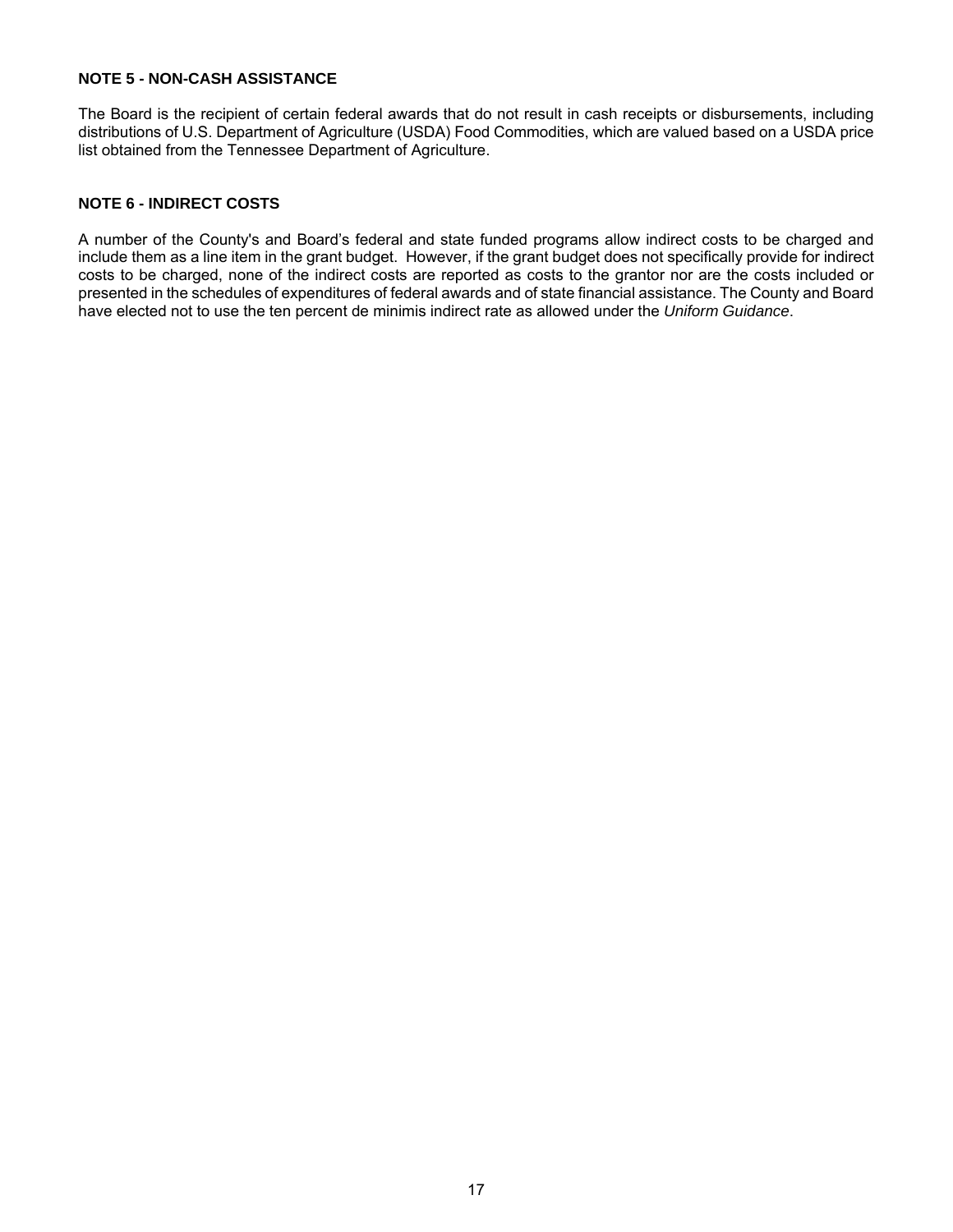## NOTE 5 - NON-CASH ASSISTANCE

The Board is the recipient of certain federal awards that do not result in cash receipts or disbursements, including distributions of U.S. Department of Agriculture (USDA) Food Commodities, which are valued based on a USDA price list obtained from the Tennessee Department of Agriculture.

## NOTE 6 - INDIRECT COSTS

A number of the County's and Board's federal and state funded programs allow indirect costs to be charged and include them as a line item in the grant budget. However, if the grant budget does not specifically provide for indirect costs to be charged, none of the indirect costs are reported as costs to the grantor nor are the costs included or presented in the schedules of expenditures of federal awards and of state financial assistance. The County and Board have elected not to use the ten percent de minimis indirect rate as allowed under the *Uniform Guidance*.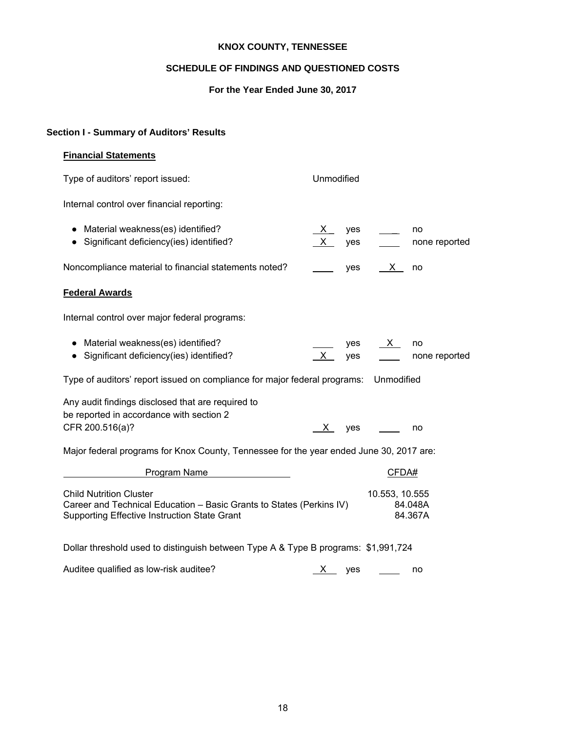# KNOX COUNTY, TENNESSEE

## SCHEDULE OF FINDINGS AND QUESTIONED COSTS

### For the Year Ended June 30, 2017

**Section I - Summary of Auditors' Results**

**Financial Statements**

Type of auditors' report issued: Unmodified

Internal control over financial reporting:

- Material weakness(es) identified? \_X\_ yes \_\_\_ no
- Significant deficiency(ies) identified? \_X\_ yes \_\_\_ none reported

Noncompliance material to financial statements noted? \_\_\_ yes \_X\_ no

**Federal Awards**

Internal control over major federal programs:

- Material weakness(es) identified? \_\_\_ yes \_X\_ no
- Significant deficiency(ies) identified? \_X\_ yes \_\_\_ none reported

Type of auditors' report issued on compliance for major federal programs: Unmodified

Any audit findings disclosed that are required to be reported in accordance with section 2 CFR 200.516(a)? \_X\_ yes \_\_\_ no

Major federal programs for Knox County, Tennessee for the year ended June 30, 2017 are:

| Program Name | CFDA# |
|---|---|
| Child Nutrition Cluster | 10.553, 10.555 |
| Career and Technical Education – Basic Grants to States (Perkins IV) | 84.048A |
| Supporting Effective Instruction State Grant | 84.367A |

Dollar threshold used to distinguish between Type A & Type B programs: $1,991,724

Auditee qualified as low-risk auditee? \_X\_ yes \_\_\_ no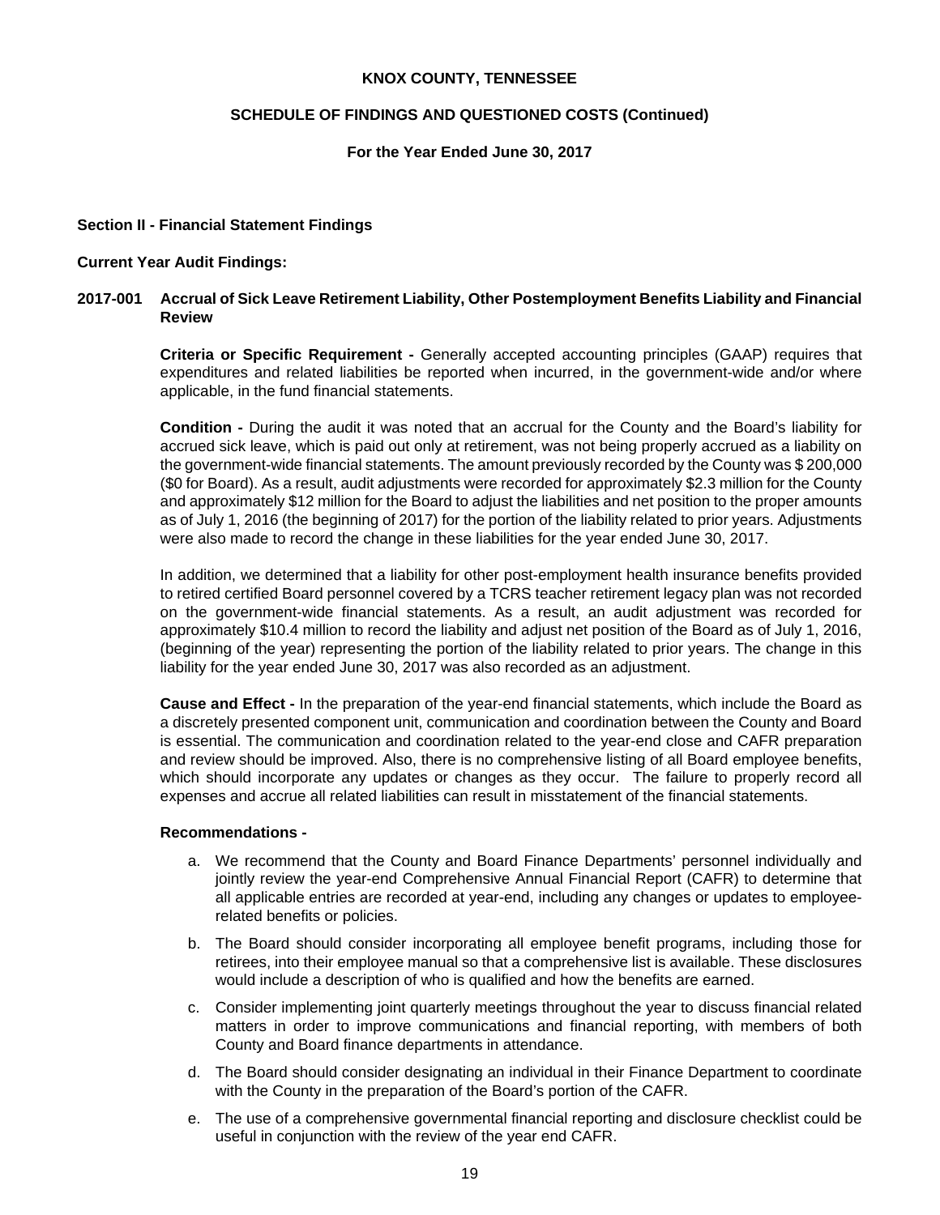# KNOX COUNTY, TENNESSEE

## SCHEDULE OF FINDINGS AND QUESTIONED COSTS (Continued)

### For the Year Ended June 30, 2017

**Section II - Financial Statement Findings**

**Current Year Audit Findings:**

**2017-001 Accrual of Sick Leave Retirement Liability, Other Postemployment Benefits Liability and Financial Review**

**Criteria or Specific Requirement -** Generally accepted accounting principles (GAAP) requires that expenditures and related liabilities be reported when incurred, in the government-wide and/or where applicable, in the fund financial statements.

**Condition -** During the audit it was noted that an accrual for the County and the Board's liability for accrued sick leave, which is paid out only at retirement, was not being properly accrued as a liability on the government-wide financial statements. The amount previously recorded by the County was $ 200,000 ($0 for Board). As a result, audit adjustments were recorded for approximately $2.3 million for the County and approximately $12 million for the Board to adjust the liabilities and net position to the proper amounts as of July 1, 2016 (the beginning of 2017) for the portion of the liability related to prior years. Adjustments were also made to record the change in these liabilities for the year ended June 30, 2017.

In addition, we determined that a liability for other post-employment health insurance benefits provided to retired certified Board personnel covered by a TCRS teacher retirement legacy plan was not recorded on the government-wide financial statements. As a result, an audit adjustment was recorded for approximately $10.4 million to record the liability and adjust net position of the Board as of July 1, 2016, (beginning of the year) representing the portion of the liability related to prior years. The change in this liability for the year ended June 30, 2017 was also recorded as an adjustment.

**Cause and Effect -** In the preparation of the year-end financial statements, which include the Board as a discretely presented component unit, communication and coordination between the County and Board is essential. The communication and coordination related to the year-end close and CAFR preparation and review should be improved. Also, there is no comprehensive listing of all Board employee benefits, which should incorporate any updates or changes as they occur. The failure to properly record all expenses and accrue all related liabilities can result in misstatement of the financial statements.

**Recommendations -**

a. We recommend that the County and Board Finance Departments' personnel individually and jointly review the year-end Comprehensive Annual Financial Report (CAFR) to determine that all applicable entries are recorded at year-end, including any changes or updates to employee-related benefits or policies.

b. The Board should consider incorporating all employee benefit programs, including those for retirees, into their employee manual so that a comprehensive list is available. These disclosures would include a description of who is qualified and how the benefits are earned.

c. Consider implementing joint quarterly meetings throughout the year to discuss financial related matters in order to improve communications and financial reporting, with members of both County and Board finance departments in attendance.

d. The Board should consider designating an individual in their Finance Department to coordinate with the County in the preparation of the Board's portion of the CAFR.

e. The use of a comprehensive governmental financial reporting and disclosure checklist could be useful in conjunction with the review of the year end CAFR.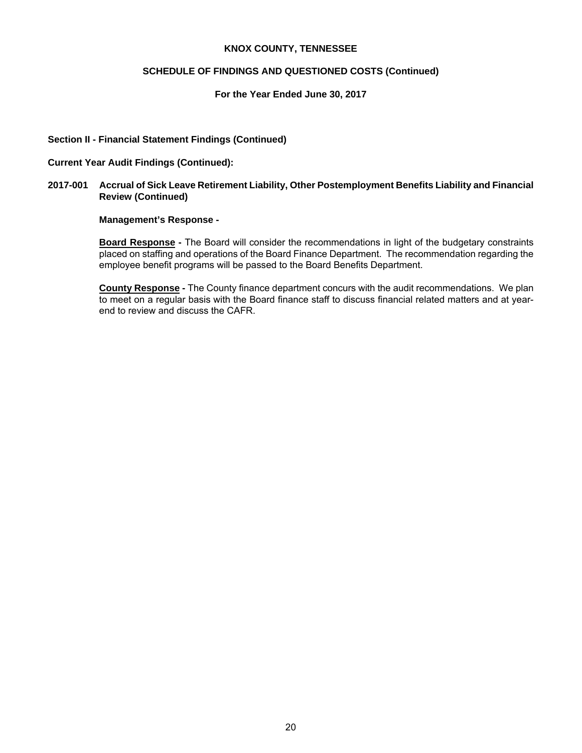**KNOX COUNTY, TENNESSEE**

**SCHEDULE OF FINDINGS AND QUESTIONED COSTS (Continued)**

**For the Year Ended June 30, 2017**

**Section II - Financial Statement Findings (Continued)**

**Current Year Audit Findings (Continued):**

**2017-001 Accrual of Sick Leave Retirement Liability, Other Postemployment Benefits Liability and Financial Review (Continued)**

**Management's Response -**

**Board Response -** The Board will consider the recommendations in light of the budgetary constraints placed on staffing and operations of the Board Finance Department. The recommendation regarding the employee benefit programs will be passed to the Board Benefits Department.

**County Response -** The County finance department concurs with the audit recommendations. We plan to meet on a regular basis with the Board finance staff to discuss financial related matters and at year-end to review and discuss the CAFR.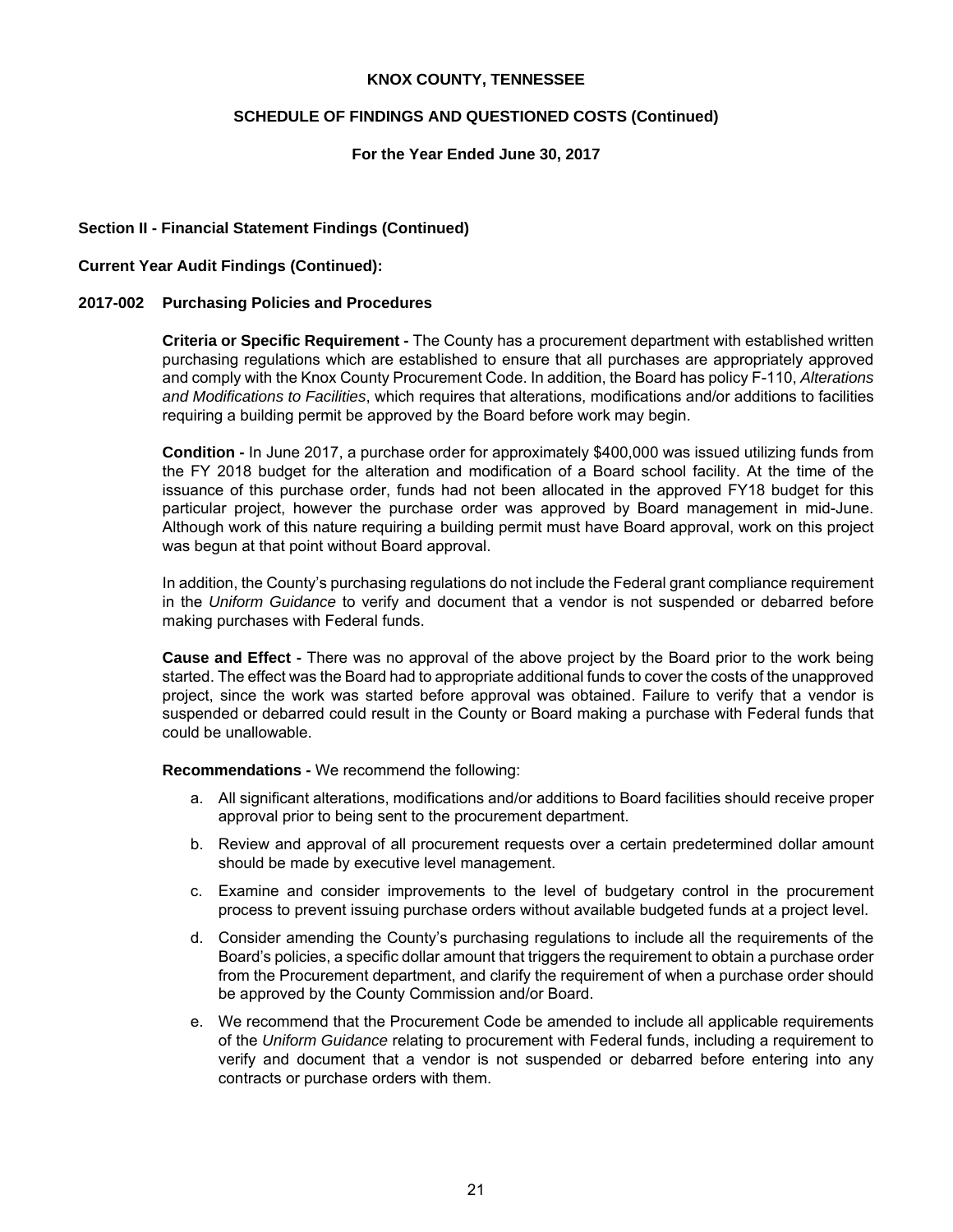# KNOX COUNTY, TENNESSEE

## SCHEDULE OF FINDINGS AND QUESTIONED COSTS (Continued)

### For the Year Ended June 30, 2017

**Section II - Financial Statement Findings (Continued)**

**Current Year Audit Findings (Continued):**

**2017-002 Purchasing Policies and Procedures**

**Criteria or Specific Requirement -** The County has a procurement department with established written purchasing regulations which are established to ensure that all purchases are appropriately approved and comply with the Knox County Procurement Code. In addition, the Board has policy F-110, *Alterations and Modifications to Facilities*, which requires that alterations, modifications and/or additions to facilities requiring a building permit be approved by the Board before work may begin.

**Condition -** In June 2017, a purchase order for approximately $400,000 was issued utilizing funds from the FY 2018 budget for the alteration and modification of a Board school facility. At the time of the issuance of this purchase order, funds had not been allocated in the approved FY18 budget for this particular project, however the purchase order was approved by Board management in mid-June. Although work of this nature requiring a building permit must have Board approval, work on this project was begun at that point without Board approval.

In addition, the County's purchasing regulations do not include the Federal grant compliance requirement in the *Uniform Guidance* to verify and document that a vendor is not suspended or debarred before making purchases with Federal funds.

**Cause and Effect -** There was no approval of the above project by the Board prior to the work being started. The effect was the Board had to appropriate additional funds to cover the costs of the unapproved project, since the work was started before approval was obtained. Failure to verify that a vendor is suspended or debarred could result in the County or Board making a purchase with Federal funds that could be unallowable.

**Recommendations -** We recommend the following:

a. All significant alterations, modifications and/or additions to Board facilities should receive proper approval prior to being sent to the procurement department.

b. Review and approval of all procurement requests over a certain predetermined dollar amount should be made by executive level management.

c. Examine and consider improvements to the level of budgetary control in the procurement process to prevent issuing purchase orders without available budgeted funds at a project level.

d. Consider amending the County's purchasing regulations to include all the requirements of the Board's policies, a specific dollar amount that triggers the requirement to obtain a purchase order from the Procurement department, and clarify the requirement of when a purchase order should be approved by the County Commission and/or Board.

e. We recommend that the Procurement Code be amended to include all applicable requirements of the *Uniform Guidance* relating to procurement with Federal funds, including a requirement to verify and document that a vendor is not suspended or debarred before entering into any contracts or purchase orders with them.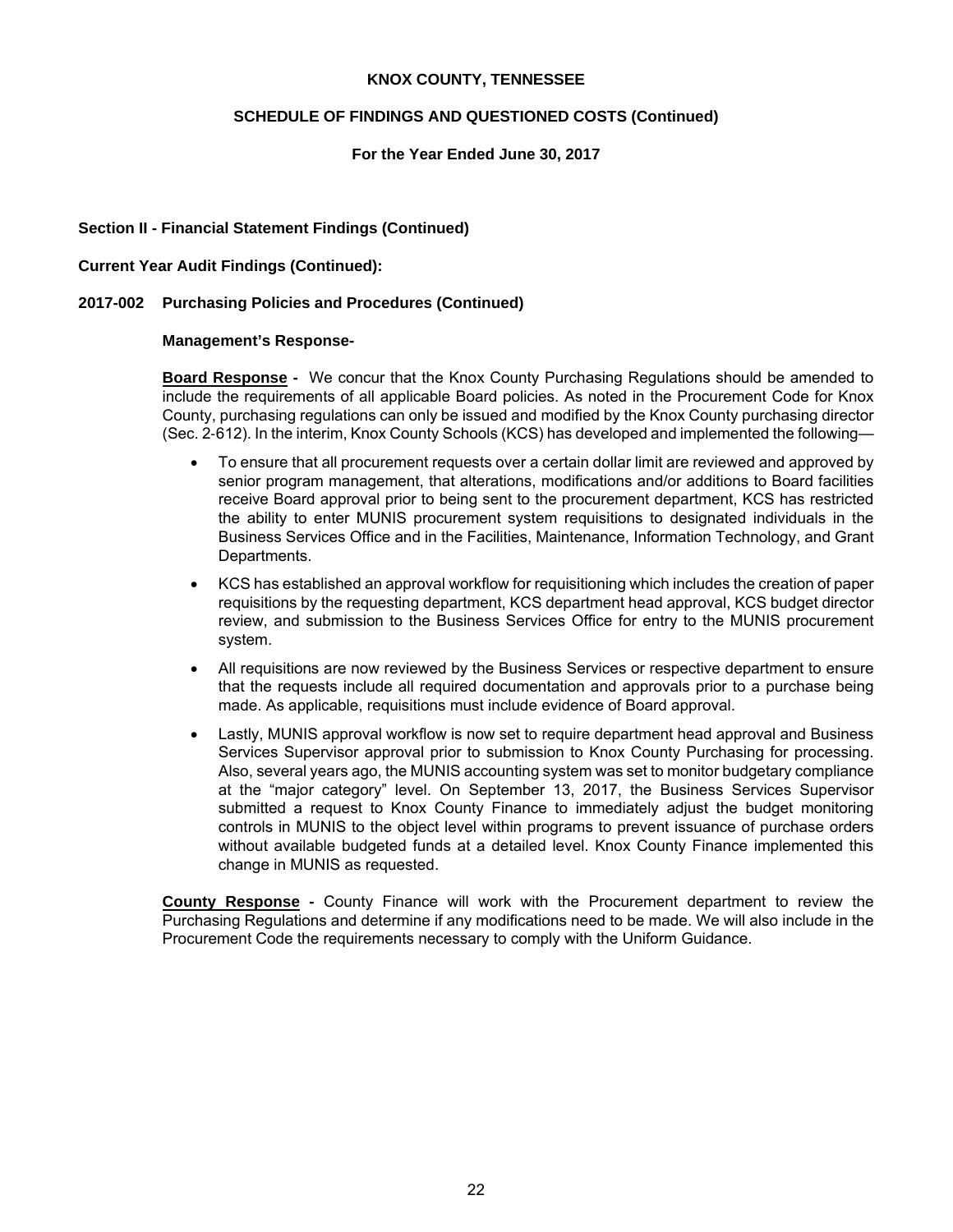# KNOX COUNTY, TENNESSEE

## SCHEDULE OF FINDINGS AND QUESTIONED COSTS (Continued)

### For the Year Ended June 30, 2017

**Section II - Financial Statement Findings (Continued)**

**Current Year Audit Findings (Continued):**

**2017-002 Purchasing Policies and Procedures (Continued)**

**Management's Response-**

**Board Response -** We concur that the Knox County Purchasing Regulations should be amended to include the requirements of all applicable Board policies. As noted in the Procurement Code for Knox County, purchasing regulations can only be issued and modified by the Knox County purchasing director (Sec. 2-612). In the interim, Knox County Schools (KCS) has developed and implemented the following—

- To ensure that all procurement requests over a certain dollar limit are reviewed and approved by senior program management, that alterations, modifications and/or additions to Board facilities receive Board approval prior to being sent to the procurement department, KCS has restricted the ability to enter MUNIS procurement system requisitions to designated individuals in the Business Services Office and in the Facilities, Maintenance, Information Technology, and Grant Departments.
- KCS has established an approval workflow for requisitioning which includes the creation of paper requisitions by the requesting department, KCS department head approval, KCS budget director review, and submission to the Business Services Office for entry to the MUNIS procurement system.
- All requisitions are now reviewed by the Business Services or respective department to ensure that the requests include all required documentation and approvals prior to a purchase being made. As applicable, requisitions must include evidence of Board approval.
- Lastly, MUNIS approval workflow is now set to require department head approval and Business Services Supervisor approval prior to submission to Knox County Purchasing for processing. Also, several years ago, the MUNIS accounting system was set to monitor budgetary compliance at the "major category" level. On September 13, 2017, the Business Services Supervisor submitted a request to Knox County Finance to immediately adjust the budget monitoring controls in MUNIS to the object level within programs to prevent issuance of purchase orders without available budgeted funds at a detailed level. Knox County Finance implemented this change in MUNIS as requested.

**County Response -** County Finance will work with the Procurement department to review the Purchasing Regulations and determine if any modifications need to be made. We will also include in the Procurement Code the requirements necessary to comply with the Uniform Guidance.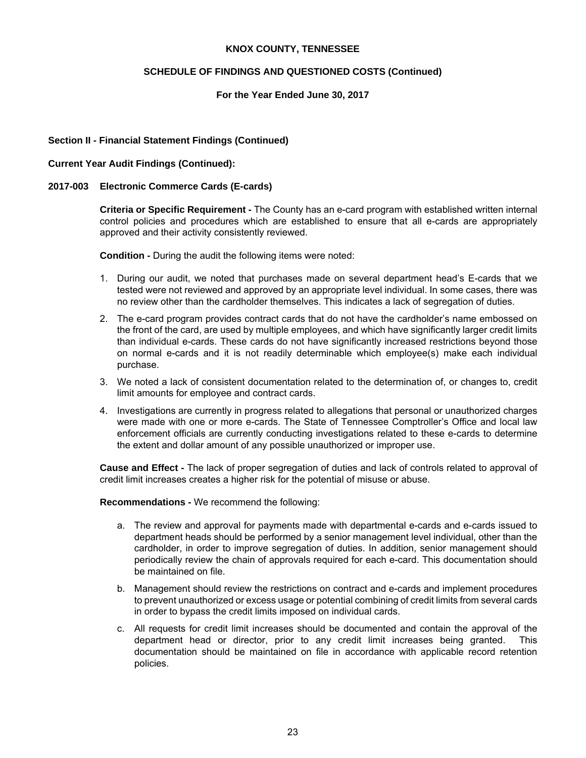**KNOX COUNTY, TENNESSEE**

**SCHEDULE OF FINDINGS AND QUESTIONED COSTS (Continued)**

**For the Year Ended June 30, 2017**

**Section II - Financial Statement Findings (Continued)**

**Current Year Audit Findings (Continued):**

**2017-003 Electronic Commerce Cards (E-cards)**

**Criteria or Specific Requirement -** The County has an e-card program with established written internal control policies and procedures which are established to ensure that all e-cards are appropriately approved and their activity consistently reviewed.

**Condition -** During the audit the following items were noted:

1. During our audit, we noted that purchases made on several department head's E-cards that we tested were not reviewed and approved by an appropriate level individual. In some cases, there was no review other than the cardholder themselves. This indicates a lack of segregation of duties.
2. The e-card program provides contract cards that do not have the cardholder's name embossed on the front of the card, are used by multiple employees, and which have significantly larger credit limits than individual e-cards. These cards do not have significantly increased restrictions beyond those on normal e-cards and it is not readily determinable which employee(s) make each individual purchase.
3. We noted a lack of consistent documentation related to the determination of, or changes to, credit limit amounts for employee and contract cards.
4. Investigations are currently in progress related to allegations that personal or unauthorized charges were made with one or more e-cards. The State of Tennessee Comptroller's Office and local law enforcement officials are currently conducting investigations related to these e-cards to determine the extent and dollar amount of any possible unauthorized or improper use.

**Cause and Effect -** The lack of proper segregation of duties and lack of controls related to approval of credit limit increases creates a higher risk for the potential of misuse or abuse.

**Recommendations -** We recommend the following:

a. The review and approval for payments made with departmental e-cards and e-cards issued to department heads should be performed by a senior management level individual, other than the cardholder, in order to improve segregation of duties. In addition, senior management should periodically review the chain of approvals required for each e-card. This documentation should be maintained on file.

b. Management should review the restrictions on contract and e-cards and implement procedures to prevent unauthorized or excess usage or potential combining of credit limits from several cards in order to bypass the credit limits imposed on individual cards.

c. All requests for credit limit increases should be documented and contain the approval of the department head or director, prior to any credit limit increases being granted. This documentation should be maintained on file in accordance with applicable record retention policies.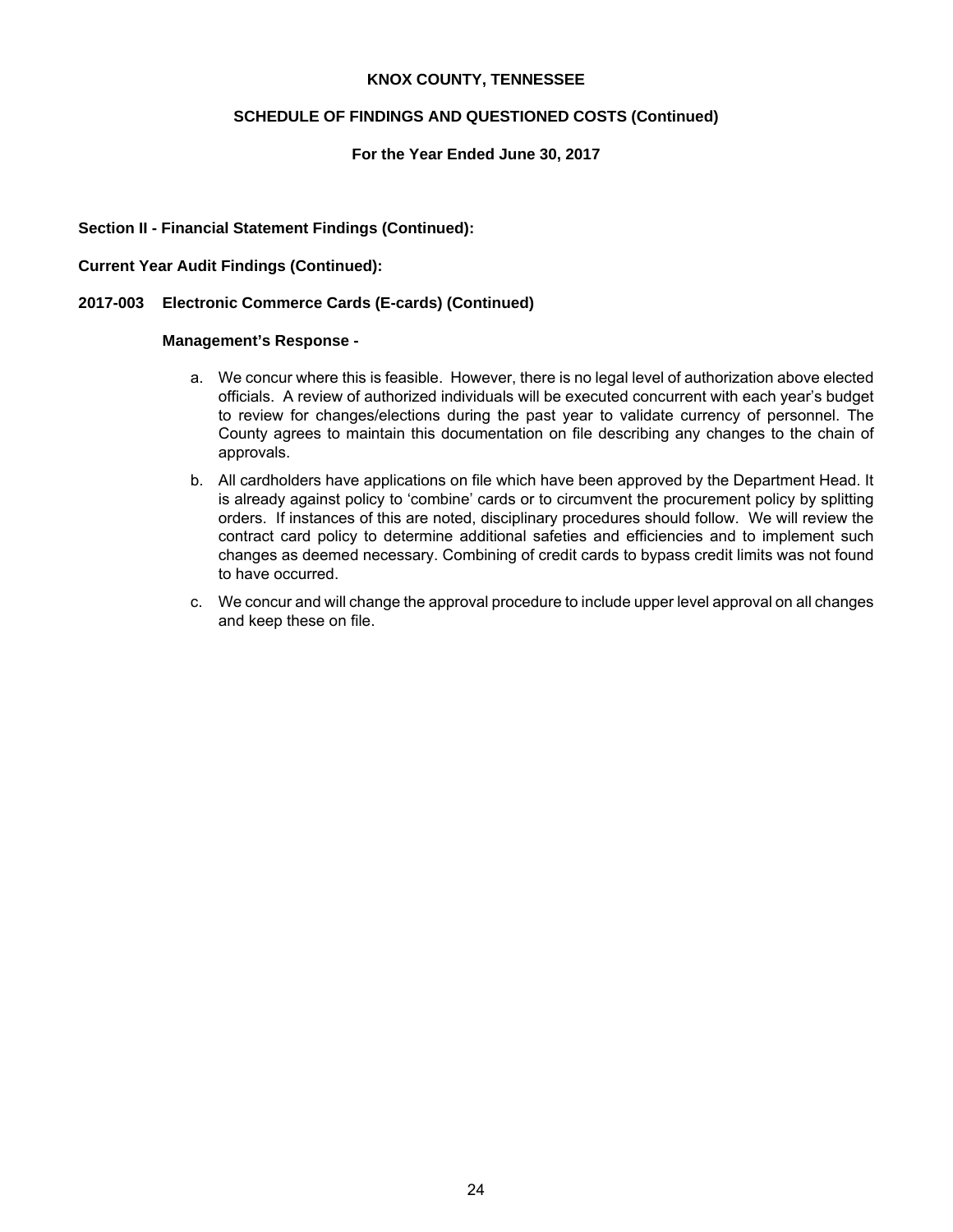**KNOX COUNTY, TENNESSEE**

**SCHEDULE OF FINDINGS AND QUESTIONED COSTS (Continued)**

**For the Year Ended June 30, 2017**

**Section II - Financial Statement Findings (Continued):**

**Current Year Audit Findings (Continued):**

**2017-003 Electronic Commerce Cards (E-cards) (Continued)**

**Management's Response -**

a. We concur where this is feasible. However, there is no legal level of authorization above elected officials. A review of authorized individuals will be executed concurrent with each year's budget to review for changes/elections during the past year to validate currency of personnel. The County agrees to maintain this documentation on file describing any changes to the chain of approvals.

b. All cardholders have applications on file which have been approved by the Department Head. It is already against policy to 'combine' cards or to circumvent the procurement policy by splitting orders. If instances of this are noted, disciplinary procedures should follow. We will review the contract card policy to determine additional safeties and efficiencies and to implement such changes as deemed necessary. Combining of credit cards to bypass credit limits was not found to have occurred.

c. We concur and will change the approval procedure to include upper level approval on all changes and keep these on file.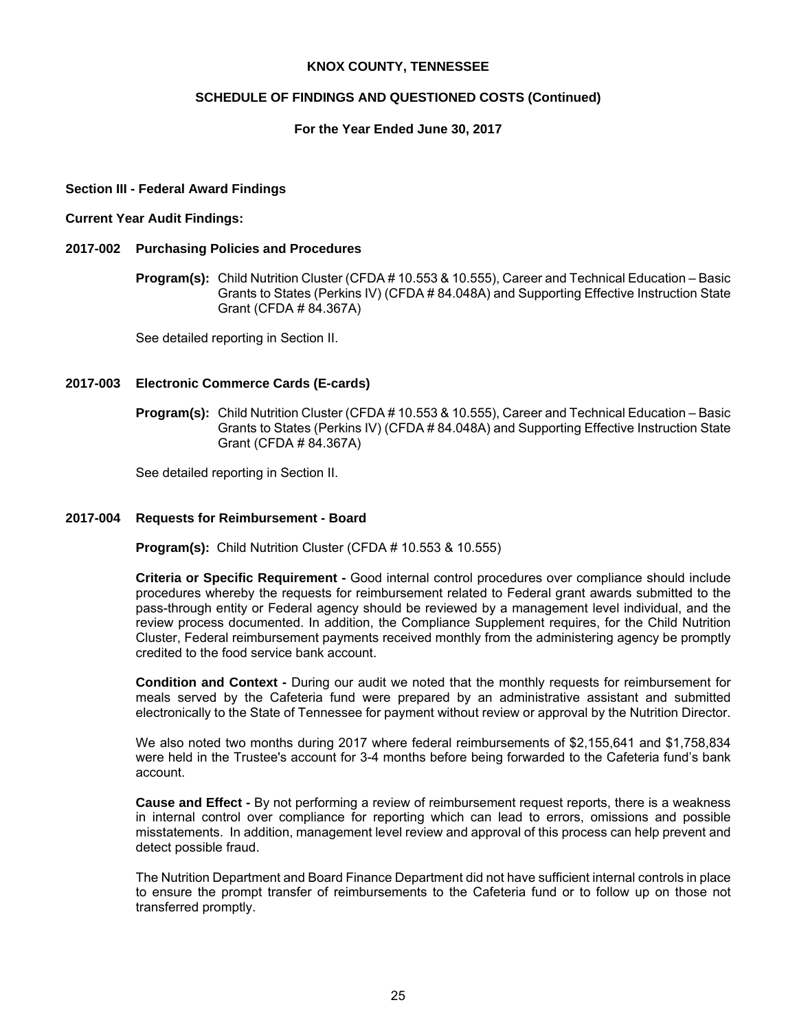# KNOX COUNTY, TENNESSEE

## SCHEDULE OF FINDINGS AND QUESTIONED COSTS (Continued)

### For the Year Ended June 30, 2017

**Section III - Federal Award Findings**

**Current Year Audit Findings:**

**2017-002 Purchasing Policies and Procedures**

**Program(s):** Child Nutrition Cluster (CFDA # 10.553 & 10.555), Career and Technical Education – Basic Grants to States (Perkins IV) (CFDA # 84.048A) and Supporting Effective Instruction State Grant (CFDA # 84.367A)

See detailed reporting in Section II.

**2017-003 Electronic Commerce Cards (E-cards)**

**Program(s):** Child Nutrition Cluster (CFDA # 10.553 & 10.555), Career and Technical Education – Basic Grants to States (Perkins IV) (CFDA # 84.048A) and Supporting Effective Instruction State Grant (CFDA # 84.367A)

See detailed reporting in Section II.

**2017-004 Requests for Reimbursement - Board**

**Program(s):** Child Nutrition Cluster (CFDA # 10.553 & 10.555)

**Criteria or Specific Requirement -** Good internal control procedures over compliance should include procedures whereby the requests for reimbursement related to Federal grant awards submitted to the pass-through entity or Federal agency should be reviewed by a management level individual, and the review process documented. In addition, the Compliance Supplement requires, for the Child Nutrition Cluster, Federal reimbursement payments received monthly from the administering agency be promptly credited to the food service bank account.

**Condition and Context -** During our audit we noted that the monthly requests for reimbursement for meals served by the Cafeteria fund were prepared by an administrative assistant and submitted electronically to the State of Tennessee for payment without review or approval by the Nutrition Director.

We also noted two months during 2017 where federal reimbursements of $2,155,641 and $1,758,834 were held in the Trustee's account for 3-4 months before being forwarded to the Cafeteria fund's bank account.

**Cause and Effect -** By not performing a review of reimbursement request reports, there is a weakness in internal control over compliance for reporting which can lead to errors, omissions and possible misstatements. In addition, management level review and approval of this process can help prevent and detect possible fraud.

The Nutrition Department and Board Finance Department did not have sufficient internal controls in place to ensure the prompt transfer of reimbursements to the Cafeteria fund or to follow up on those not transferred promptly.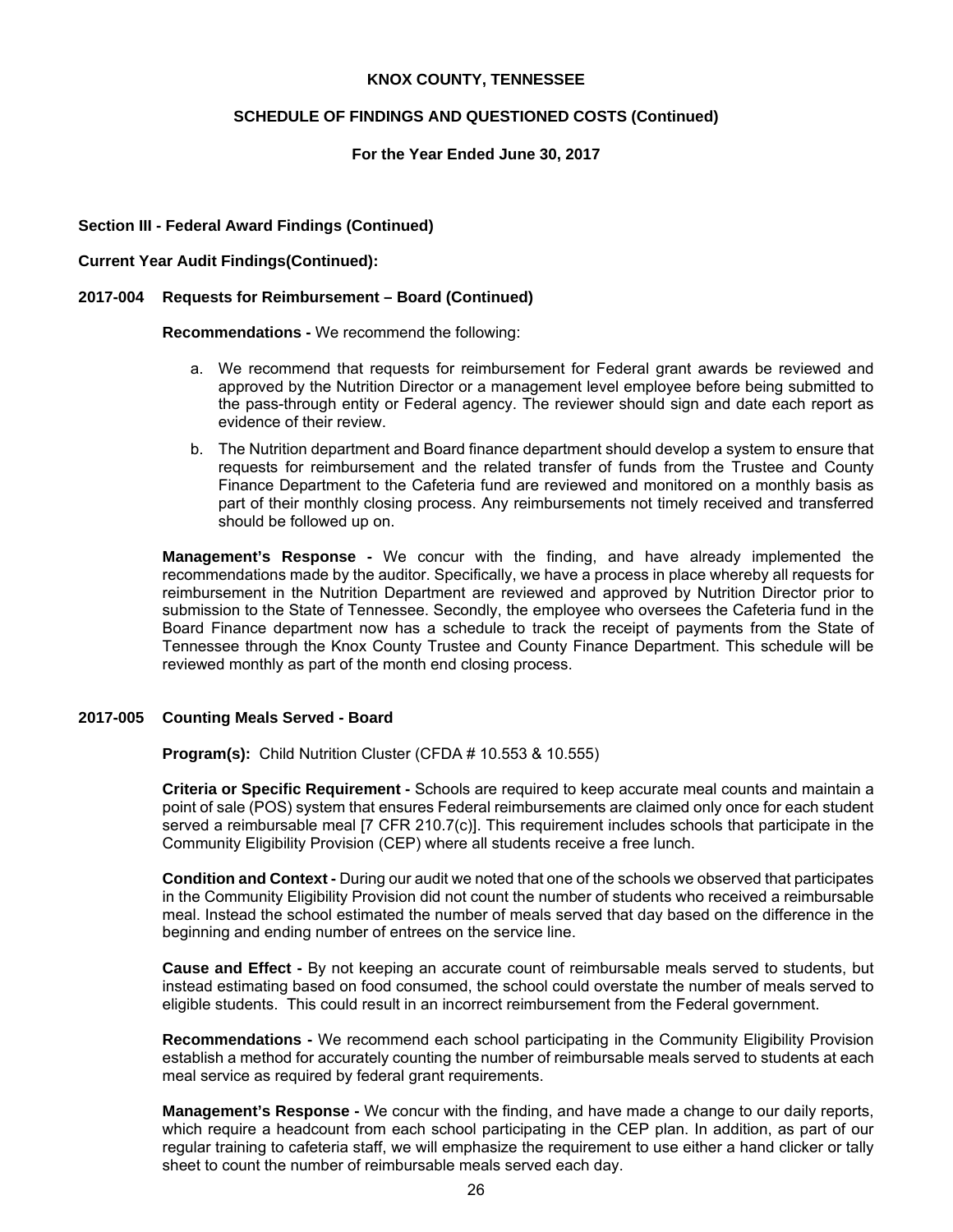**Section III - Federal Award Findings (Continued)**

**Current Year Audit Findings(Continued):**

**2017-004 Requests for Reimbursement – Board (Continued)**

**Recommendations -** We recommend the following:

a. We recommend that requests for reimbursement for Federal grant awards be reviewed and approved by the Nutrition Director or a management level employee before being submitted to the pass-through entity or Federal agency. The reviewer should sign and date each report as evidence of their review.

b. The Nutrition department and Board finance department should develop a system to ensure that requests for reimbursement and the related transfer of funds from the Trustee and County Finance Department to the Cafeteria fund are reviewed and monitored on a monthly basis as part of their monthly closing process. Any reimbursements not timely received and transferred should be followed up on.

**Management's Response -** We concur with the finding, and have already implemented the recommendations made by the auditor. Specifically, we have a process in place whereby all requests for reimbursement in the Nutrition Department are reviewed and approved by Nutrition Director prior to submission to the State of Tennessee. Secondly, the employee who oversees the Cafeteria fund in the Board Finance department now has a schedule to track the receipt of payments from the State of Tennessee through the Knox County Trustee and County Finance Department. This schedule will be reviewed monthly as part of the month end closing process.

**2017-005 Counting Meals Served - Board**

**Program(s):** Child Nutrition Cluster (CFDA # 10.553 & 10.555)

**Criteria or Specific Requirement -** Schools are required to keep accurate meal counts and maintain a point of sale (POS) system that ensures Federal reimbursements are claimed only once for each student served a reimbursable meal [7 CFR 210.7(c)]. This requirement includes schools that participate in the Community Eligibility Provision (CEP) where all students receive a free lunch.

**Condition and Context -** During our audit we noted that one of the schools we observed that participates in the Community Eligibility Provision did not count the number of students who received a reimbursable meal. Instead the school estimated the number of meals served that day based on the difference in the beginning and ending number of entrees on the service line.

**Cause and Effect -** By not keeping an accurate count of reimbursable meals served to students, but instead estimating based on food consumed, the school could overstate the number of meals served to eligible students. This could result in an incorrect reimbursement from the Federal government.

**Recommendations -** We recommend each school participating in the Community Eligibility Provision establish a method for accurately counting the number of reimbursable meals served to students at each meal service as required by federal grant requirements.

**Management's Response -** We concur with the finding, and have made a change to our daily reports, which require a headcount from each school participating in the CEP plan. In addition, as part of our regular training to cafeteria staff, we will emphasize the requirement to use either a hand clicker or tally sheet to count the number of reimbursable meals served each day.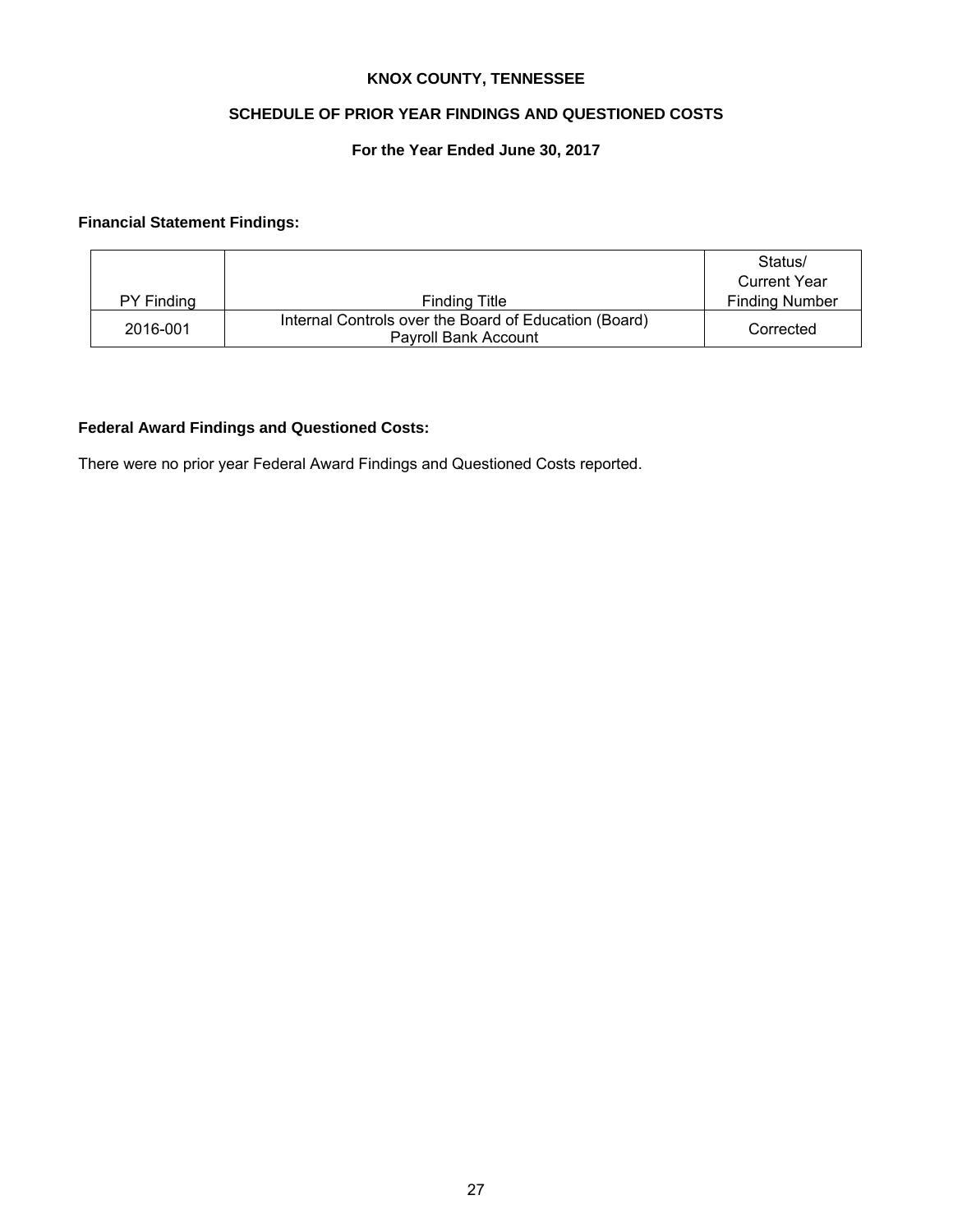# KNOX COUNTY, TENNESSEE

## SCHEDULE OF PRIOR YEAR FINDINGS AND QUESTIONED COSTS

### For the Year Ended June 30, 2017

**Financial Statement Findings:**

| PY Finding | Finding Title | Status/ Current Year Finding Number |
|---|---|---|
| 2016-001 | Internal Controls over the Board of Education (Board) Payroll Bank Account | Corrected |

**Federal Award Findings and Questioned Costs:**

There were no prior year Federal Award Findings and Questioned Costs reported.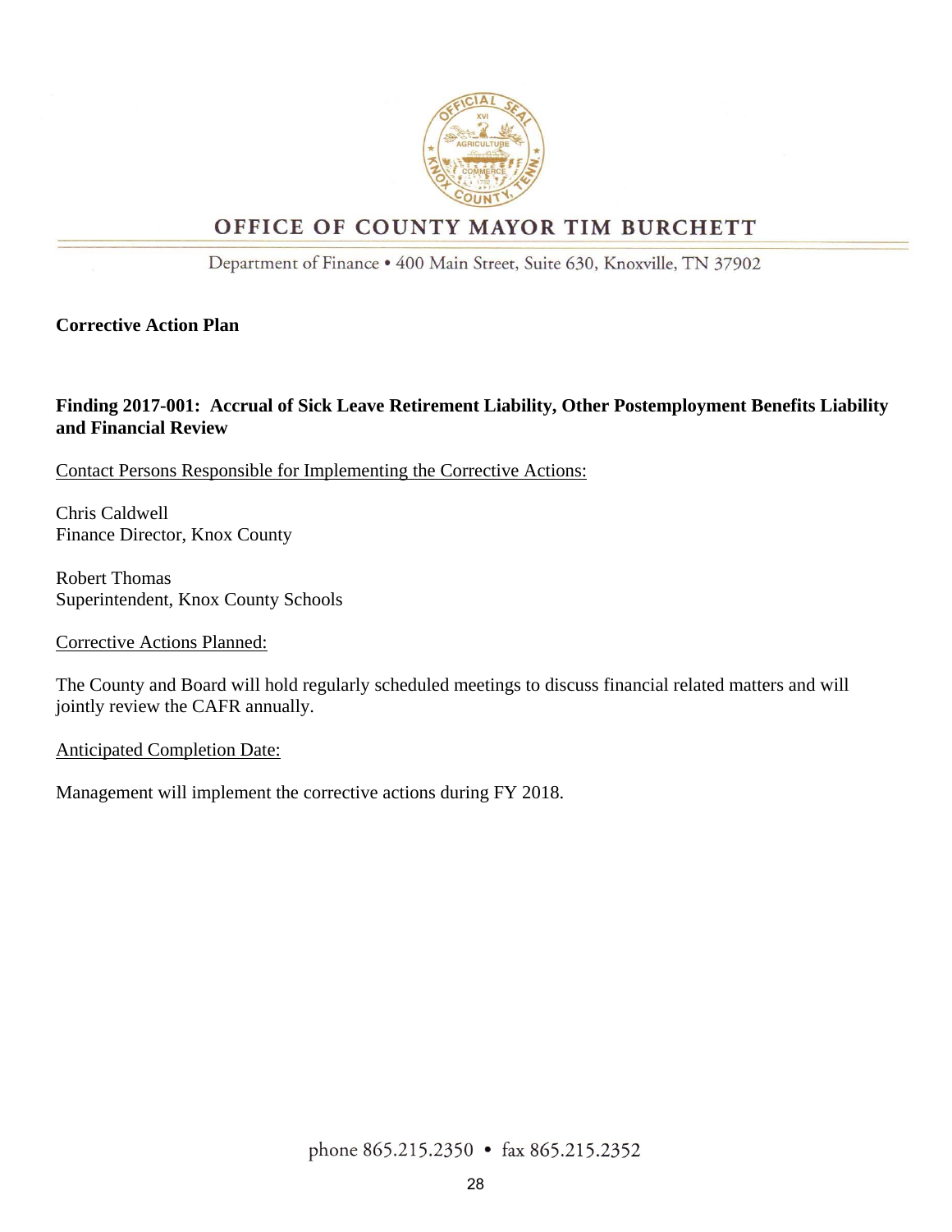OFFICE OF COUNTY MAYOR TIM BURCHETT

Department of Finance • 400 Main Street, Suite 630, Knoxville, TN 37902

**Corrective Action Plan**

**Finding 2017-001: Accrual of Sick Leave Retirement Liability, Other Postemployment Benefits Liability and Financial Review**

Contact Persons Responsible for Implementing the Corrective Actions:

Chris Caldwell
Finance Director, Knox County

Robert Thomas
Superintendent, Knox County Schools

Corrective Actions Planned:

The County and Board will hold regularly scheduled meetings to discuss financial related matters and will jointly review the CAFR annually.

Anticipated Completion Date:

Management will implement the corrective actions during FY 2018.

phone 865.215.2350 • fax 865.215.2352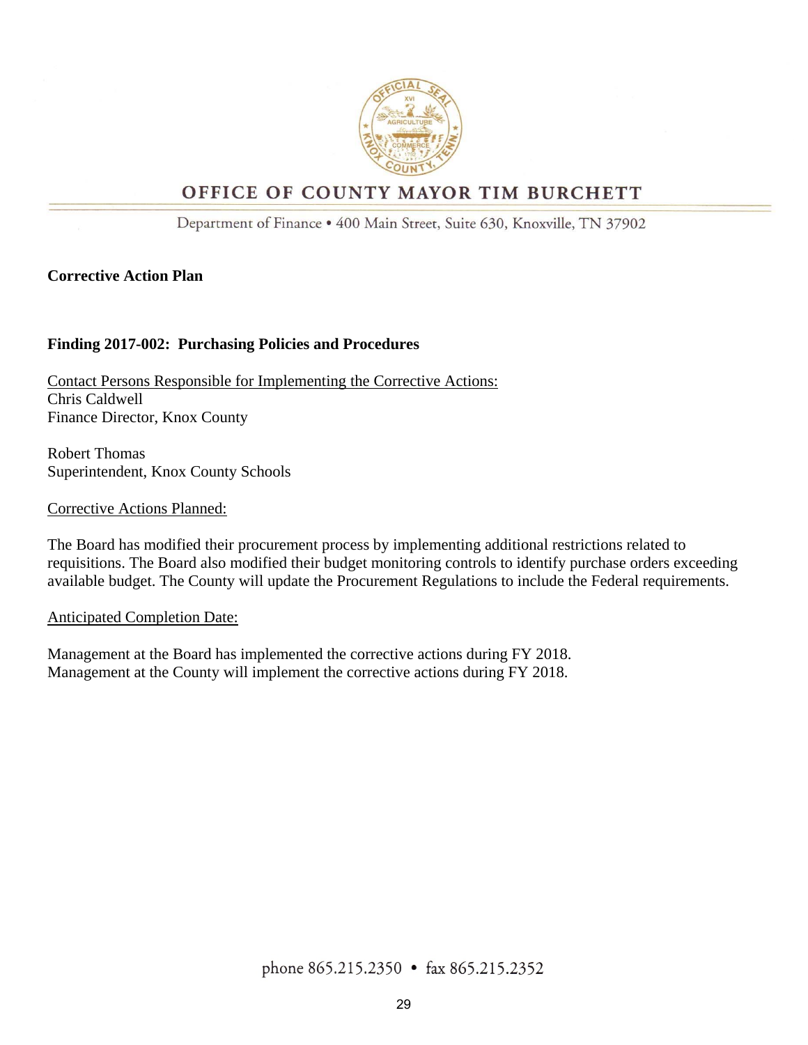# OFFICE OF COUNTY MAYOR TIM BURCHETT

Department of Finance • 400 Main Street, Suite 630, Knoxville, TN 37902

**Corrective Action Plan**

**Finding 2017-002: Purchasing Policies and Procedures**

Contact Persons Responsible for Implementing the Corrective Actions:
Chris Caldwell
Finance Director, Knox County

Robert Thomas
Superintendent, Knox County Schools

Corrective Actions Planned:

The Board has modified their procurement process by implementing additional restrictions related to requisitions. The Board also modified their budget monitoring controls to identify purchase orders exceeding available budget. The County will update the Procurement Regulations to include the Federal requirements.

Anticipated Completion Date:

Management at the Board has implemented the corrective actions during FY 2018.
Management at the County will implement the corrective actions during FY 2018.

phone 865.215.2350 • fax 865.215.2352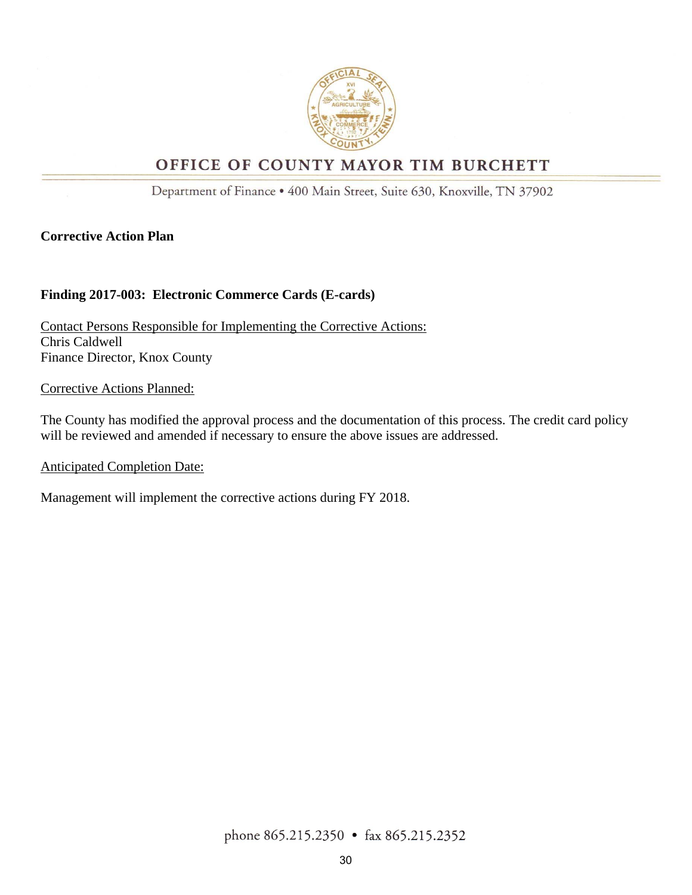OFFICE OF COUNTY MAYOR TIM BURCHETT

Department of Finance • 400 Main Street, Suite 630, Knoxville, TN 37902

**Corrective Action Plan**

**Finding 2017-003: Electronic Commerce Cards (E-cards)**

Contact Persons Responsible for Implementing the Corrective Actions:
Chris Caldwell
Finance Director, Knox County

Corrective Actions Planned:

The County has modified the approval process and the documentation of this process. The credit card policy will be reviewed and amended if necessary to ensure the above issues are addressed.

Anticipated Completion Date:

Management will implement the corrective actions during FY 2018.

phone 865.215.2350 • fax 865.215.2352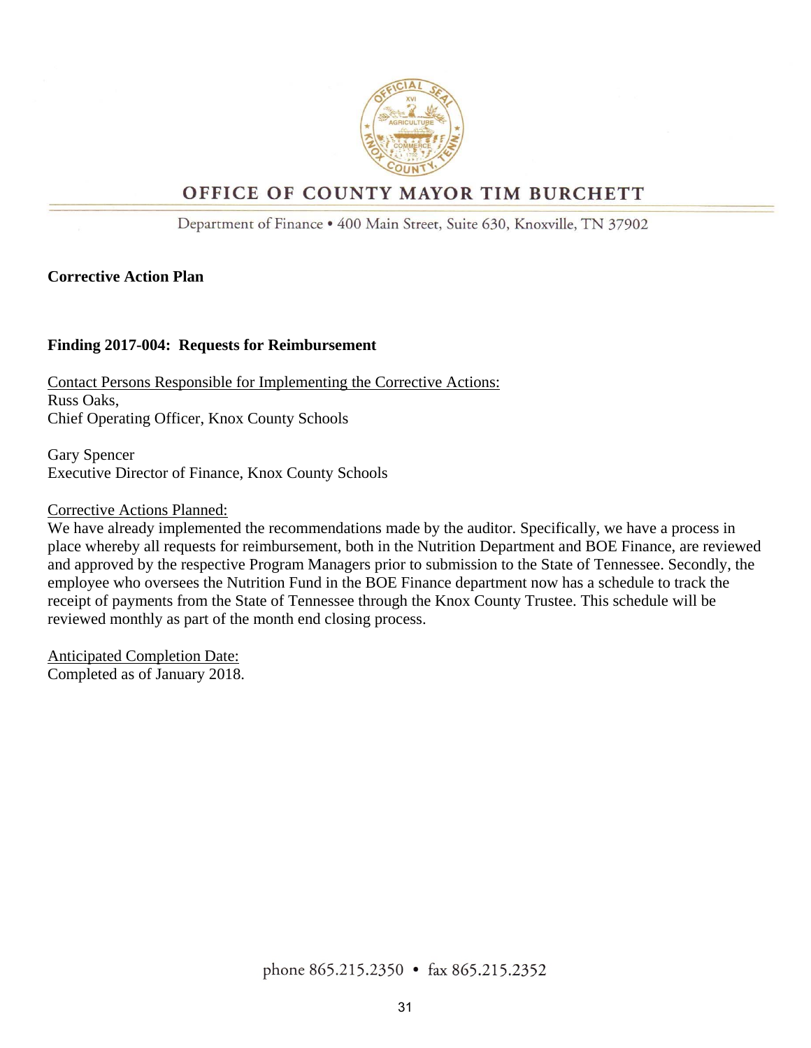# OFFICE OF COUNTY MAYOR TIM BURCHETT

Department of Finance • 400 Main Street, Suite 630, Knoxville, TN 37902

**Corrective Action Plan**

**Finding 2017-004: Requests for Reimbursement**

Contact Persons Responsible for Implementing the Corrective Actions:
Russ Oaks,
Chief Operating Officer, Knox County Schools

Gary Spencer
Executive Director of Finance, Knox County Schools

Corrective Actions Planned:
We have already implemented the recommendations made by the auditor. Specifically, we have a process in place whereby all requests for reimbursement, both in the Nutrition Department and BOE Finance, are reviewed and approved by the respective Program Managers prior to submission to the State of Tennessee. Secondly, the employee who oversees the Nutrition Fund in the BOE Finance department now has a schedule to track the receipt of payments from the State of Tennessee through the Knox County Trustee. This schedule will be reviewed monthly as part of the month end closing process.

Anticipated Completion Date:
Completed as of January 2018.

phone 865.215.2350 • fax 865.215.2352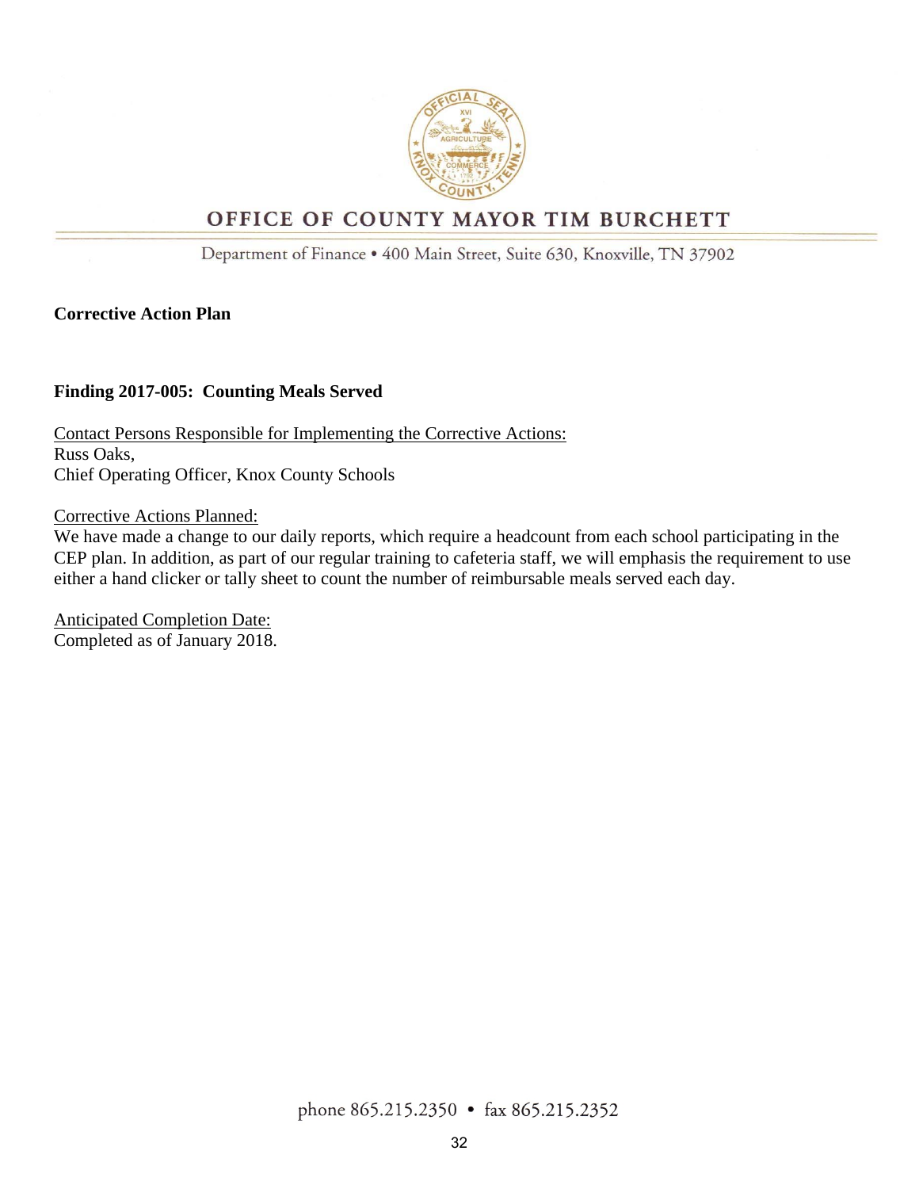OFFICE OF COUNTY MAYOR TIM BURCHETT

Department of Finance • 400 Main Street, Suite 630, Knoxville, TN 37902

**Corrective Action Plan**

**Finding 2017-005: Counting Meals Served**

Contact Persons Responsible for Implementing the Corrective Actions:
Russ Oaks,
Chief Operating Officer, Knox County Schools

Corrective Actions Planned:
We have made a change to our daily reports, which require a headcount from each school participating in the CEP plan. In addition, as part of our regular training to cafeteria staff, we will emphasis the requirement to use either a hand clicker or tally sheet to count the number of reimbursable meals served each day.

Anticipated Completion Date:
Completed as of January 2018.

phone 865.215.2350 • fax 865.215.2352